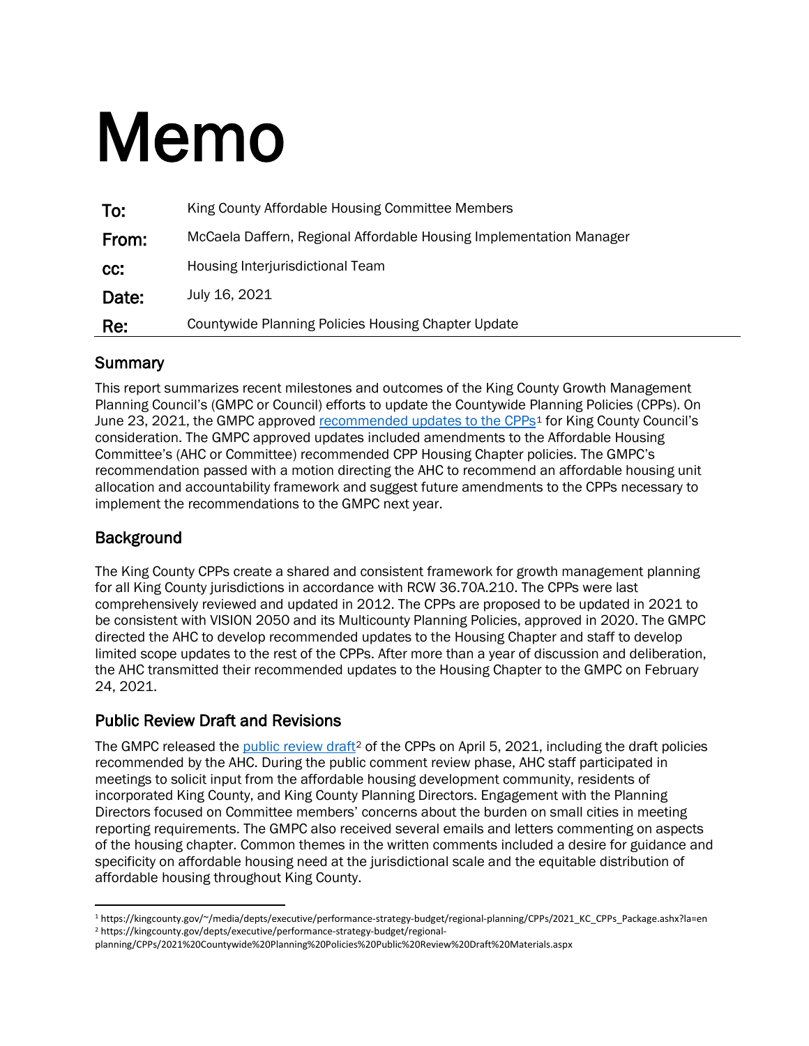# Memo

| | |
|---|---|
| **To:** | King County Affordable Housing Committee Members |
| **From:** | McCaela Daffern, Regional Affordable Housing Implementation Manager |
| **cc:** | Housing Interjurisdictional Team |
| **Date:** | July 16, 2021 |
| **Re:** | Countywide Planning Policies Housing Chapter Update |

## Summary

This report summarizes recent milestones and outcomes of the King County Growth Management Planning Council's (GMPC or Council) efforts to update the Countywide Planning Policies (CPPs). On June 23, 2021, the GMPC approved [recommended updates to the CPPs][1] for King County Council's consideration. The GMPC approved updates included amendments to the Affordable Housing Committee's (AHC or Committee) recommended CPP Housing Chapter policies. The GMPC's recommendation passed with a motion directing the AHC to recommend an affordable housing unit allocation and accountability framework and suggest future amendments to the CPPs necessary to implement the recommendations to the GMPC next year.

## Background

The King County CPPs create a shared and consistent framework for growth management planning for all King County jurisdictions in accordance with RCW 36.70A.210. The CPPs were last comprehensively reviewed and updated in 2012. The CPPs are proposed to be updated in 2021 to be consistent with VISION 2050 and its Multicounty Planning Policies, approved in 2020. The GMPC directed the AHC to develop recommended updates to the Housing Chapter and staff to develop limited scope updates to the rest of the CPPs. After more than a year of discussion and deliberation, the AHC transmitted their recommended updates to the Housing Chapter to the GMPC on February 24, 2021.

## Public Review Draft and Revisions

The GMPC released the [public review draft][2] of the CPPs on April 5, 2021, including the draft policies recommended by the AHC. During the public comment review phase, AHC staff participated in meetings to solicit input from the affordable housing development community, residents of incorporated King County, and King County Planning Directors. Engagement with the Planning Directors focused on Committee members' concerns about the burden on small cities in meeting reporting requirements. The GMPC also received several emails and letters commenting on aspects of the housing chapter. Common themes in the written comments included a desire for guidance and specificity on affordable housing need at the jurisdictional scale and the equitable distribution of affordable housing throughout King County.

---

[1] https://kingcounty.gov/~/media/depts/executive/performance-strategy-budget/regional-planning/CPPs/2021_KC_CPPs_Package.ashx?la=en

[2] https://kingcounty.gov/depts/executive/performance-strategy-budget/regional-planning/CPPs/2021%20Countywide%20Planning%20Policies%20Public%20Review%20Draft%20Materials.aspx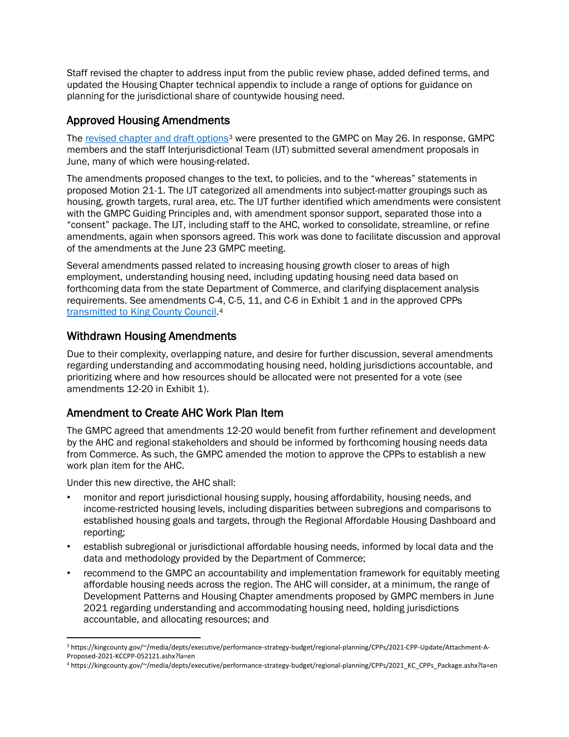Staff revised the chapter to address input from the public review phase, added defined terms, and updated the Housing Chapter technical appendix to include a range of options for guidance on planning for the jurisdictional share of countywide housing need.

## Approved Housing Amendments

The revised chapter and draft options[3] were presented to the GMPC on May 26. In response, GMPC members and the staff Interjurisdictional Team (IJT) submitted several amendment proposals in June, many of which were housing-related.

The amendments proposed changes to the text, to policies, and to the "whereas" statements in proposed Motion 21-1. The IJT categorized all amendments into subject-matter groupings such as housing, growth targets, rural area, etc. The IJT further identified which amendments were consistent with the GMPC Guiding Principles and, with amendment sponsor support, separated those into a "consent" package. The IJT, including staff to the AHC, worked to consolidate, streamline, or refine amendments, again when sponsors agreed. This work was done to facilitate discussion and approval of the amendments at the June 23 GMPC meeting.

Several amendments passed related to increasing housing growth closer to areas of high employment, understanding housing need, including updating housing need data based on forthcoming data from the state Department of Commerce, and clarifying displacement analysis requirements. See amendments C-4, C-5, 11, and C-6 in Exhibit 1 and in the approved CPPs transmitted to King County Council.[4]

## Withdrawn Housing Amendments

Due to their complexity, overlapping nature, and desire for further discussion, several amendments regarding understanding and accommodating housing need, holding jurisdictions accountable, and prioritizing where and how resources should be allocated were not presented for a vote (see amendments 12-20 in Exhibit 1).

## Amendment to Create AHC Work Plan Item

The GMPC agreed that amendments 12-20 would benefit from further refinement and development by the AHC and regional stakeholders and should be informed by forthcoming housing needs data from Commerce. As such, the GMPC amended the motion to approve the CPPs to establish a new work plan item for the AHC.

Under this new directive, the AHC shall:

- monitor and report jurisdictional housing supply, housing affordability, housing needs, and income-restricted housing levels, including disparities between subregions and comparisons to established housing goals and targets, through the Regional Affordable Housing Dashboard and reporting;
- establish subregional or jurisdictional affordable housing needs, informed by local data and the data and methodology provided by the Department of Commerce;
- recommend to the GMPC an accountability and implementation framework for equitably meeting affordable housing needs across the region. The AHC will consider, at a minimum, the range of Development Patterns and Housing Chapter amendments proposed by GMPC members in June 2021 regarding understanding and accommodating housing need, holding jurisdictions accountable, and allocating resources; and

[3] https://kingcounty.gov/~/media/depts/executive/performance-strategy-budget/regional-planning/CPPs/2021-CPP-Update/Attachment-A-Proposed-2021-KCCPP-052121.ashx?la=en

[4] https://kingcounty.gov/~/media/depts/executive/performance-strategy-budget/regional-planning/CPPs/2021_KC_CPPs_Package.ashx?la=en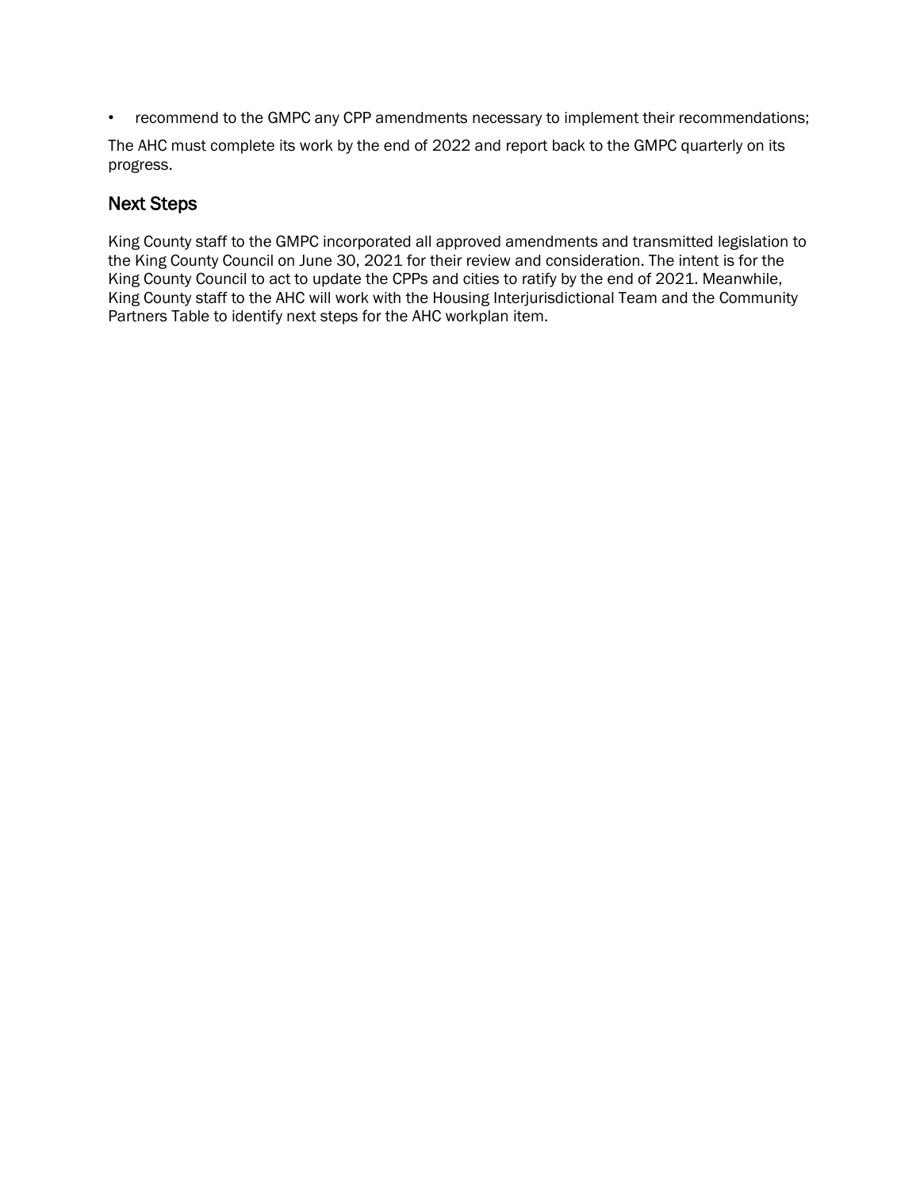- recommend to the GMPC any CPP amendments necessary to implement their recommendations;

The AHC must complete its work by the end of 2022 and report back to the GMPC quarterly on its progress.

## Next Steps

King County staff to the GMPC incorporated all approved amendments and transmitted legislation to the King County Council on June 30, 2021 for their review and consideration. The intent is for the King County Council to act to update the CPPs and cities to ratify by the end of 2021. Meanwhile, King County staff to the AHC will work with the Housing Interjurisdictional Team and the Community Partners Table to identify next steps for the AHC workplan item.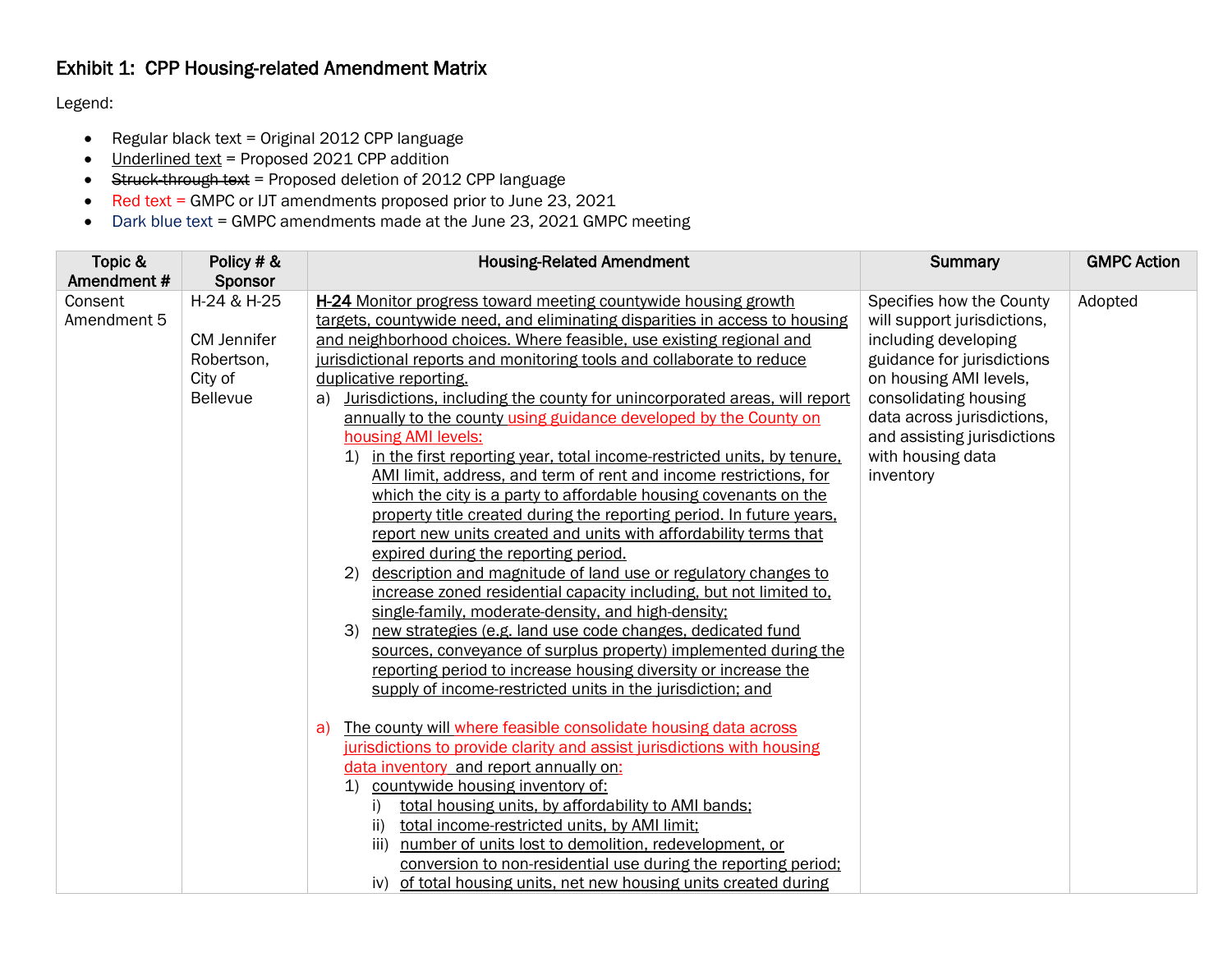## Exhibit 1: CPP Housing-related Amendment Matrix

Legend:

- Regular black text = Original 2012 CPP language
- Underlined text = Proposed 2021 CPP addition
- ~~Struck-through text~~ = Proposed deletion of 2012 CPP language
- Red text = GMPC or IJT amendments proposed prior to June 23, 2021
- Dark blue text = GMPC amendments made at the June 23, 2021 GMPC meeting

| Topic & Amendment # | Policy # & Sponsor | Housing-Related Amendment | Summary | GMPC Action |
|---|---|---|---|---|
| Consent Amendment 5 | H-24 & H-25<br><br>CM Jennifer Robertson, City of Bellevue | **H-24** Monitor progress toward meeting countywide housing growth targets, countywide need, and eliminating disparities in access to housing and neighborhood choices. Where feasible, use existing regional and jurisdictional reports and monitoring tools and collaborate to reduce duplicative reporting.<br>a) Jurisdictions, including the county for unincorporated areas, will report annually to the county using guidance developed by the County on housing AMI levels:<br>1) in the first reporting year, total income-restricted units, by tenure, AMI limit, address, and term of rent and income restrictions, for which the city is a party to affordable housing covenants on the property title created during the reporting period. In future years, report new units created and units with affordability terms that expired during the reporting period.<br>2) description and magnitude of land use or regulatory changes to increase zoned residential capacity including, but not limited to, single-family, moderate-density, and high-density;<br>3) new strategies (e.g. land use code changes, dedicated fund sources, conveyance of surplus property) implemented during the reporting period to increase housing diversity or increase the supply of income-restricted units in the jurisdiction; and<br><br>a) The county will where feasible consolidate housing data across jurisdictions to provide clarity and assist jurisdictions with housing data inventory and report annually on:<br>1) countywide housing inventory of:<br>i) total housing units, by affordability to AMI bands;<br>ii) total income-restricted units, by AMI limit;<br>iii) number of units lost to demolition, redevelopment, or conversion to non-residential use during the reporting period;<br>iv) of total housing units, net new housing units created during | Specifies how the County will support jurisdictions, including developing guidance for jurisdictions on housing AMI levels, consolidating housing data across jurisdictions, and assisting jurisdictions with housing data inventory | Adopted |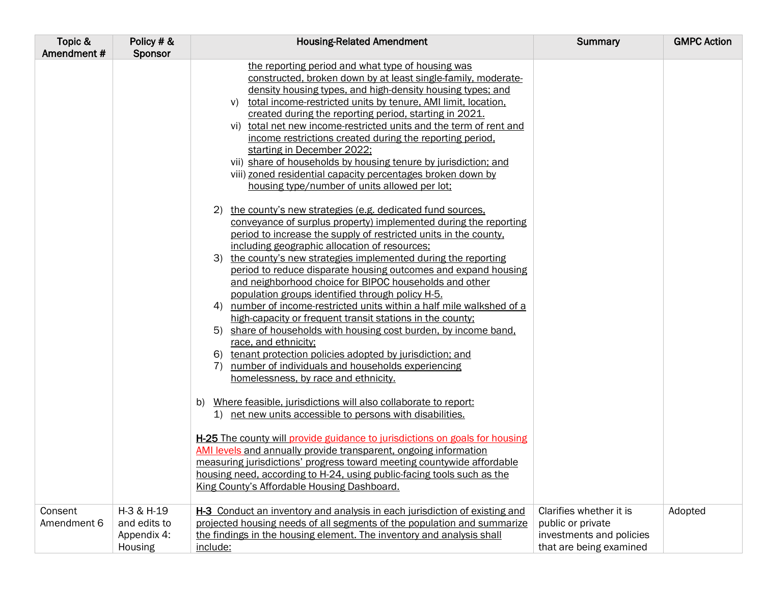| Topic & Amendment # | Policy # & Sponsor | Housing-Related Amendment | Summary | GMPC Action |
|---|---|---|---|---|
| | | the reporting period and what type of housing was constructed, broken down by at least single-family, moderate-density housing types, and high-density housing types; and<br>v) total income-restricted units by tenure, AMI limit, location, created during the reporting period, starting in 2021.<br>vi) total net new income-restricted units and the term of rent and income restrictions created during the reporting period, starting in December 2022;<br>vii) share of households by housing tenure by jurisdiction; and<br>viii) zoned residential capacity percentages broken down by housing type/number of units allowed per lot;<br><br>2) the county's new strategies (e.g. dedicated fund sources, conveyance of surplus property) implemented during the reporting period to increase the supply of restricted units in the county, including geographic allocation of resources;<br>3) the county's new strategies implemented during the reporting period to reduce disparate housing outcomes and expand housing and neighborhood choice for BIPOC households and other population groups identified through policy H-5.<br>4) number of income-restricted units within a half mile walkshed of a high-capacity or frequent transit stations in the county;<br>5) share of households with housing cost burden, by income band, race, and ethnicity;<br>6) tenant protection policies adopted by jurisdiction; and<br>7) number of individuals and households experiencing homelessness, by race and ethnicity.<br><br>b) Where feasible, jurisdictions will also collaborate to report:<br>1) net new units accessible to persons with disabilities.<br><br>**H-25** The county will provide guidance to jurisdictions on goals for housing AMI levels and annually provide transparent, ongoing information measuring jurisdictions' progress toward meeting countywide affordable housing need, according to H-24, using public-facing tools such as the King County's Affordable Housing Dashboard. | | |
| Consent Amendment 6 | H-3 & H-19 and edits to Appendix 4: Housing | **H-3** Conduct an inventory and analysis in each jurisdiction of existing and projected housing needs of all segments of the population and summarize the findings in the housing element. The inventory and analysis shall include: | Clarifies whether it is public or private investments and policies that are being examined | Adopted |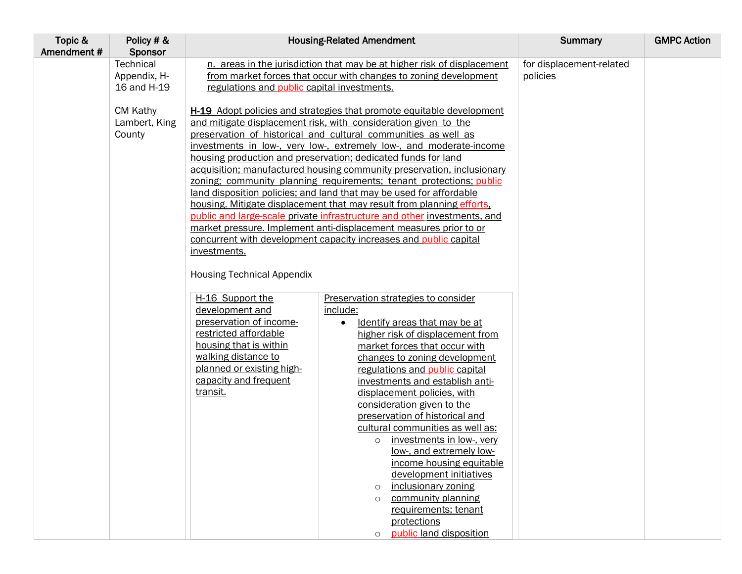| Topic & Amendment # | Policy # & Sponsor | Housing-Related Amendment | Summary | GMPC Action |
| --- | --- | --- | --- | --- |
| | Technical Appendix, H-16 and H-19<br><br>CM Kathy Lambert, King County | n. areas in the jurisdiction that may be at higher risk of displacement from market forces that occur with changes to zoning development regulations and public capital investments.<br><br>**H-19** Adopt policies and strategies that promote equitable development and mitigate displacement risk, with consideration given to the preservation of historical and cultural communities as well as investments in low-, very low-, extremely low-, and moderate-income housing production and preservation; dedicated funds for land acquisition; manufactured housing community preservation, inclusionary zoning; community planning requirements; tenant protections; public land disposition policies; and land that may be used for affordable housing. Mitigate displacement that may result from planning efforts, ~~public and~~ large-scale private ~~infrastructure and other~~ investments, and market pressure. Implement anti-displacement measures prior to or concurrent with development capacity increases and public capital investments.<br><br>Housing Technical Appendix<br><br>H-16 Support the development and preservation of income-restricted affordable housing that is within walking distance to planned or existing high-capacity and frequent transit. — Preservation strategies to consider include:<br>• Identify areas that may be at higher risk of displacement from market forces that occur with changes to zoning development regulations and public capital investments and establish anti-displacement policies, with consideration given to the preservation of historical and cultural communities as well as:<br>○ investments in low-, very low-, and extremely low-income housing equitable development initiatives<br>○ inclusionary zoning<br>○ community planning requirements; tenant protections<br>○ public land disposition | for displacement-related policies | |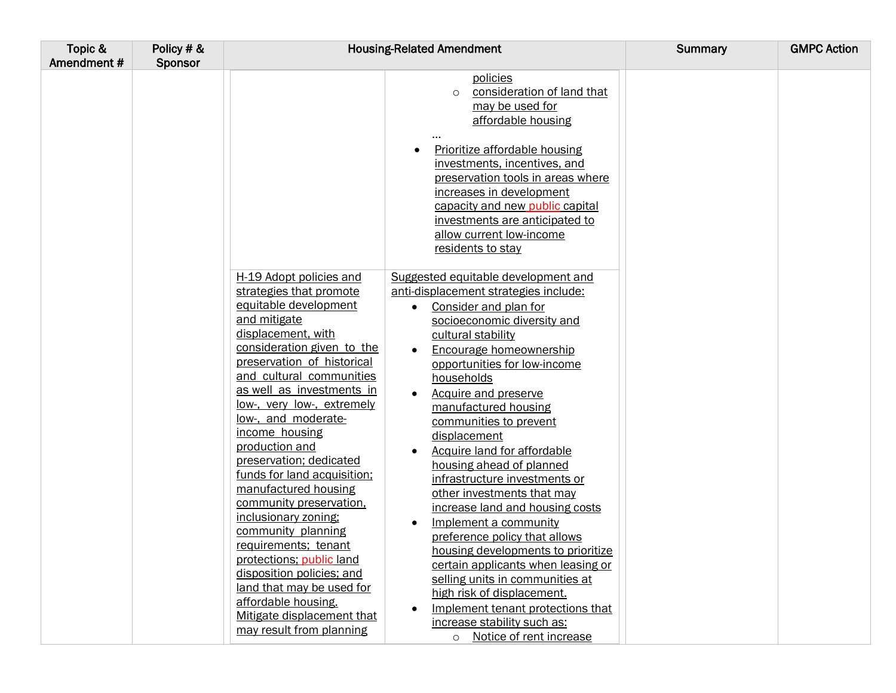| Topic & Amendment # | Policy # & Sponsor | Housing-Related Amendment | | Summary | GMPC Action |
|---|---|---|---|---|---|
| | | | <ul><li>policies</li><li>consideration of land that may be used for affordable housing</li></ul>…<ul><li>Prioritize affordable housing investments, incentives, and preservation tools in areas where increases in development capacity and new public capital investments are anticipated to allow current low-income residents to stay</li></ul> | | |
| | | H-19 Adopt policies and strategies that promote equitable development and mitigate displacement, with consideration given to the preservation of historical and cultural communities as well as investments in low-, very low-, extremely low-, and moderate-income housing production and preservation; dedicated funds for land acquisition; manufactured housing community preservation, inclusionary zoning; community planning requirements; tenant protections; public land disposition policies; and land that may be used for affordable housing. Mitigate displacement that may result from planning | Suggested equitable development and anti-displacement strategies include:<ul><li>Consider and plan for socioeconomic diversity and cultural stability</li><li>Encourage homeownership opportunities for low-income households</li><li>Acquire and preserve manufactured housing communities to prevent displacement</li><li>Acquire land for affordable housing ahead of planned infrastructure investments or other investments that may increase land and housing costs</li><li>Implement a community preference policy that allows housing developments to prioritize certain applicants when leasing or selling units in communities at high risk of displacement.</li><li>Implement tenant protections that increase stability such as:<ul><li>Notice of rent increase</li></ul></li></ul> | | |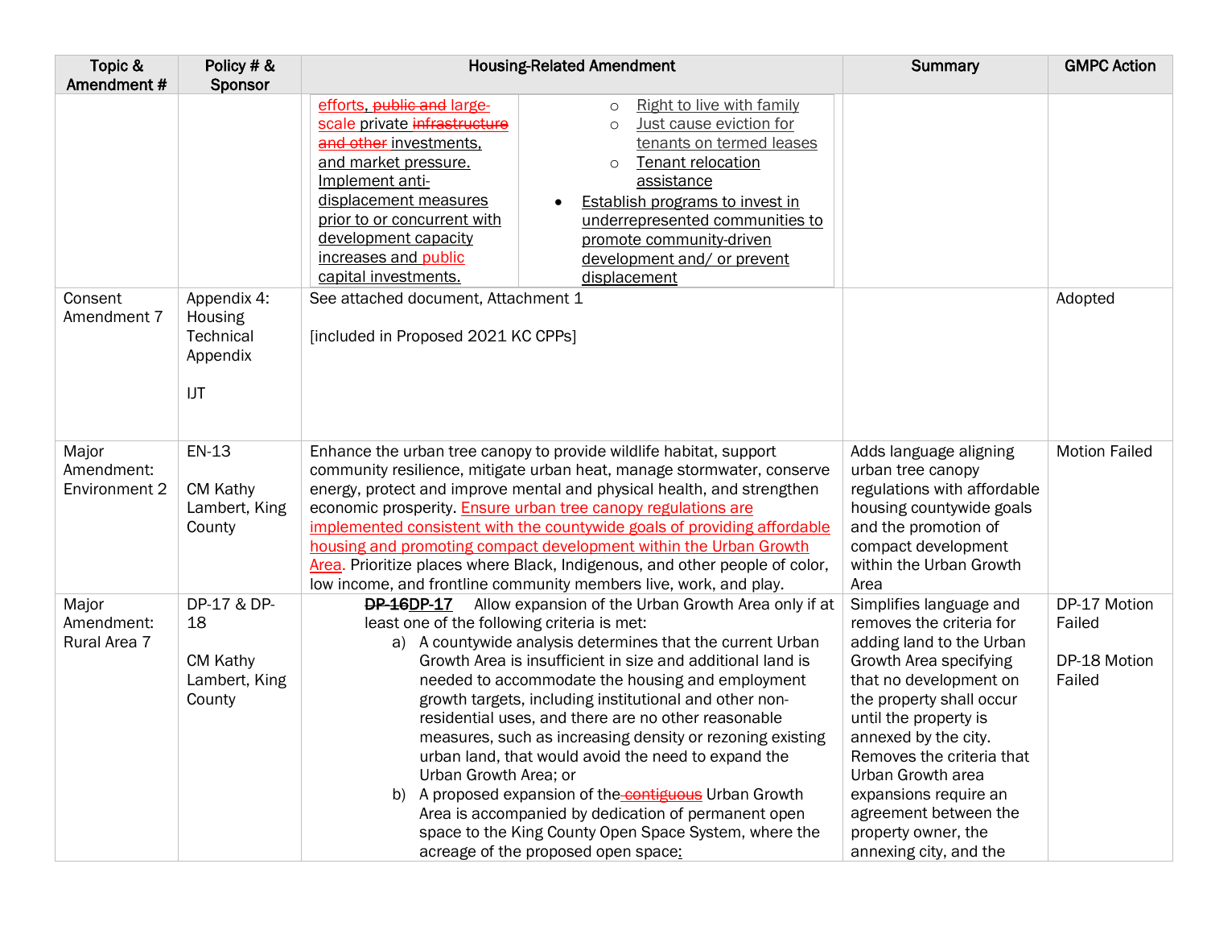| Topic & Amendment # | Policy # & Sponsor | Housing-Related Amendment | Summary | GMPC Action |
|---|---|---|---|---|
| | | efforts, ~~public and~~ large-scale private ~~infrastructure and other~~ investments, and market pressure. Implement anti-displacement measures prior to or concurrent with development capacity increases and public capital investments. <br> ○ Right to live with family <br> ○ Just cause eviction for tenants on termed leases <br> ○ Tenant relocation assistance <br> • Establish programs to invest in underrepresented communities to promote community-driven development and/ or prevent displacement | | |
| Consent Amendment 7 | Appendix 4: Housing Technical Appendix <br><br> IJT | See attached document, Attachment 1 <br><br> [included in Proposed 2021 KC CPPs] | | Adopted |
| Major Amendment: Environment 2 | EN-13 <br><br> CM Kathy Lambert, King County | Enhance the urban tree canopy to provide wildlife habitat, support community resilience, mitigate urban heat, manage stormwater, conserve energy, protect and improve mental and physical health, and strengthen economic prosperity. Ensure urban tree canopy regulations are implemented consistent with the countywide goals of providing affordable housing and promoting compact development within the Urban Growth Area. Prioritize places where Black, Indigenous, and other people of color, low income, and frontline community members live, work, and play. | Adds language aligning urban tree canopy regulations with affordable housing countywide goals and the promotion of compact development within the Urban Growth Area | Motion Failed |
| Major Amendment: Rural Area 7 | DP-17 & DP-18 <br><br> CM Kathy Lambert, King County | ~~DP-16~~DP-17 Allow expansion of the Urban Growth Area only if at least one of the following criteria is met: <br> a) A countywide analysis determines that the current Urban Growth Area is insufficient in size and additional land is needed to accommodate the housing and employment growth targets, including institutional and other non-residential uses, and there are no other reasonable measures, such as increasing density or rezoning existing urban land, that would avoid the need to expand the Urban Growth Area; or <br> b) A proposed expansion of the ~~contiguous~~ Urban Growth Area is accompanied by dedication of permanent open space to the King County Open Space System, where the acreage of the proposed open space: | Simplifies language and removes the criteria for adding land to the Urban Growth Area specifying that no development on the property shall occur until the property is annexed by the city. Removes the criteria that Urban Growth area expansions require an agreement between the property owner, the annexing city, and the | DP-17 Motion Failed <br><br> DP-18 Motion Failed |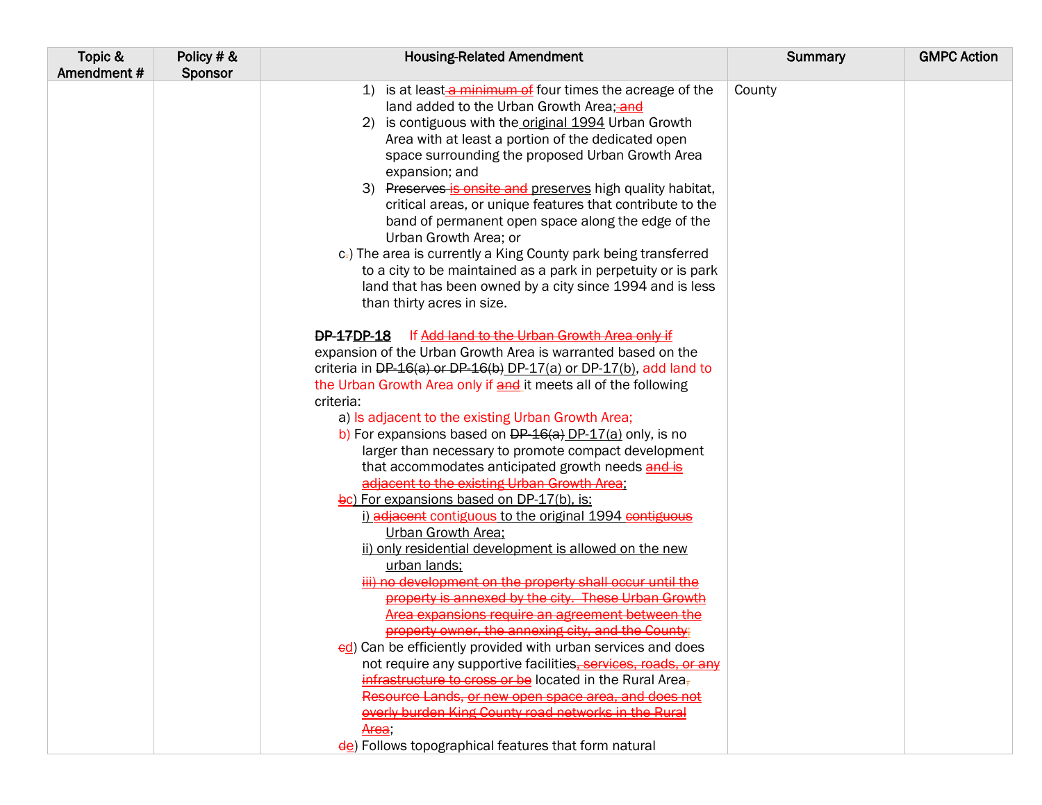| Topic & Amendment # | Policy # & Sponsor | Housing-Related Amendment | Summary | GMPC Action |
|---|---|---|---|---|
| | | 1) is at least ~~a minimum of~~ four times the acreage of the land added to the Urban Growth Area;~~ and~~<br>2) is contiguous with the original 1994 Urban Growth Area with at least a portion of the dedicated open space surrounding the proposed Urban Growth Area expansion; and<br>3) ~~Preserves~~ ~~is onsite and~~ preserves high quality habitat, critical areas, or unique features that contribute to the band of permanent open space along the edge of the Urban Growth Area; or<br>c.) The area is currently a King County park being transferred to a city to be maintained as a park in perpetuity or is park land that has been owned by a city since 1994 and is less than thirty acres in size.<br><br>~~DP-17~~DP-18 If ~~Add land to the Urban Growth Area only if~~ expansion of the Urban Growth Area is warranted based on the criteria in ~~DP-16(a) or DP-16(b)~~ DP-17(a) or DP-17(b), add land to the Urban Growth Area only if ~~and~~ it meets all of the following criteria:<br>a) Is adjacent to the existing Urban Growth Area;<br>b) For expansions based on ~~DP-16(a)~~ DP-17(a) only, is no larger than necessary to promote compact development that accommodates anticipated growth needs ~~and is adjacent to the existing Urban Growth Area~~;<br>~~b~~c) For expansions based on DP-17(b), is:<br>i) ~~adjacent~~ contiguous to the original 1994 ~~contiguous~~ Urban Growth Area;<br>ii) only residential development is allowed on the new urban lands;<br>~~iii) no development on the property shall occur until the property is annexed by the city. These Urban Growth Area expansions require an agreement between the property owner, the annexing city, and the County;~~<br>~~c~~d) Can be efficiently provided with urban services and does not require any supportive facilities~~, services, roads, or any infrastructure to cross or be~~ located in the Rural Area~~, Resource Lands, or new open space area, and does not overly burden King County road networks in the Rural Area~~;<br>~~d~~e) Follows topographical features that form natural | County | |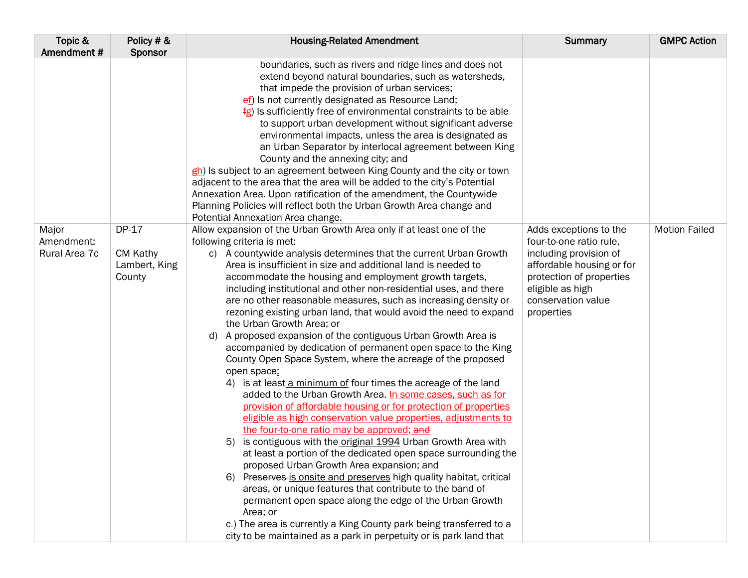| Topic & Amendment # | Policy # & Sponsor | Housing-Related Amendment | Summary | GMPC Action |
|---|---|---|---|---|
| | | boundaries, such as rivers and ridge lines and does not extend beyond natural boundaries, such as watersheds, that impede the provision of urban services;<br>~~e~~f) Is not currently designated as Resource Land;<br>~~f~~g) Is sufficiently free of environmental constraints to be able to support urban development without significant adverse environmental impacts, unless the area is designated as an Urban Separator by interlocal agreement between King County and the annexing city; and<br>~~g~~h) Is subject to an agreement between King County and the city or town adjacent to the area that the area will be added to the city's Potential Annexation Area. Upon ratification of the amendment, the Countywide Planning Policies will reflect both the Urban Growth Area change and Potential Annexation Area change. | | |
| Major Amendment: Rural Area 7c | DP-17<br><br>CM Kathy Lambert, King County | Allow expansion of the Urban Growth Area only if at least one of the following criteria is met:<br>c) A countywide analysis determines that the current Urban Growth Area is insufficient in size and additional land is needed to accommodate the housing and employment growth targets, including institutional and other non-residential uses, and there are no other reasonable measures, such as increasing density or rezoning existing urban land, that would avoid the need to expand the Urban Growth Area; or<br>d) A proposed expansion of the contiguous Urban Growth Area is accompanied by dedication of permanent open space to the King County Open Space System, where the acreage of the proposed open space:<br>4) is at least a minimum of four times the acreage of the land added to the Urban Growth Area. In some cases, such as for provision of affordable housing or for protection of properties eligible as high conservation value properties, adjustments to the four-to-one ratio may be approved; ~~and~~<br>5) is contiguous with the original 1994 Urban Growth Area with at least a portion of the dedicated open space surrounding the proposed Urban Growth Area expansion; and<br>6) ~~Preserves~~ is onsite and preserves high quality habitat, critical areas, or unique features that contribute to the band of permanent open space along the edge of the Urban Growth Area; or<br>c~~.~~) The area is currently a King County park being transferred to a city to be maintained as a park in perpetuity or is park land that | Adds exceptions to the four-to-one ratio rule, including provision of affordable housing or for protection of properties eligible as high conservation value properties | Motion Failed |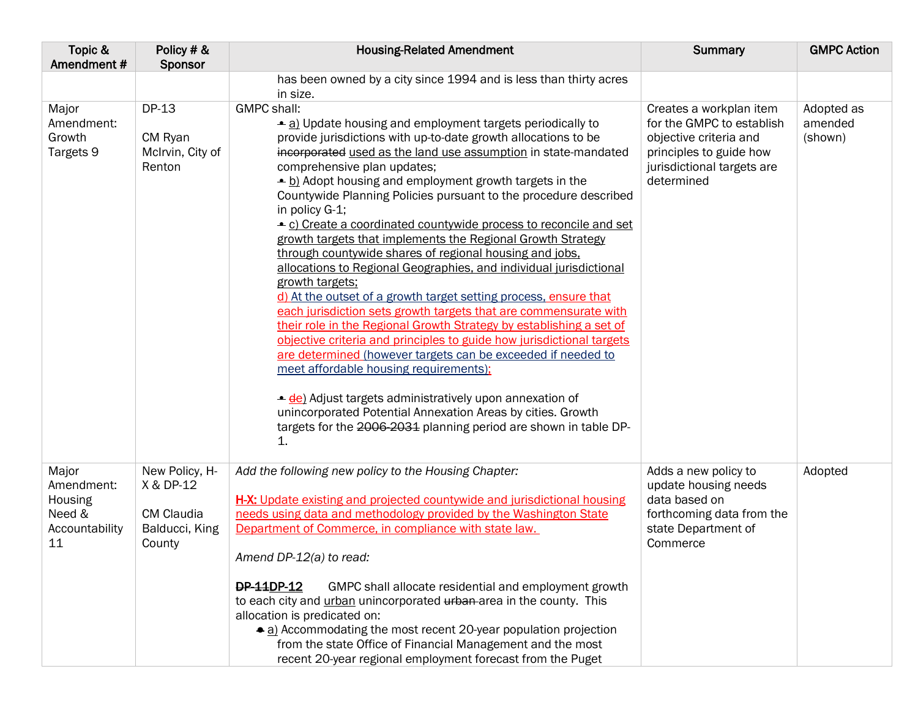| Topic & Amendment # | Policy # & Sponsor | Housing-Related Amendment | Summary | GMPC Action |
|---|---|---|---|---|
| | | has been owned by a city since 1994 and is less than thirty acres in size. | | |
| Major Amendment: Growth Targets 9 | DP-13<br><br>CM Ryan McIrvin, City of Renton | GMPC shall:<br>• a) Update housing and employment targets periodically to provide jurisdictions with up-to-date growth allocations to be ~~incorporated~~ used as the land use assumption in state-mandated comprehensive plan updates;<br>• b) Adopt housing and employment growth targets in the Countywide Planning Policies pursuant to the procedure described in policy G-1;<br>• c) Create a coordinated countywide process to reconcile and set growth targets that implements the Regional Growth Strategy through countywide shares of regional housing and jobs, allocations to Regional Geographies, and individual jurisdictional growth targets;<br>d) At the outset of a growth target setting process, ensure that each jurisdiction sets growth targets that are commensurate with their role in the Regional Growth Strategy by establishing a set of objective criteria and principles to guide how jurisdictional targets are determined (however targets can be exceeded if needed to meet affordable housing requirements);<br><br>• ~~d~~e) Adjust targets administratively upon annexation of unincorporated Potential Annexation Areas by cities. Growth targets for the ~~2006-2031~~ planning period are shown in table DP-1. | Creates a workplan item for the GMPC to establish objective criteria and principles to guide how jurisdictional targets are determined | Adopted as amended (shown) |
| Major Amendment: Housing Need & Accountability 11 | New Policy, H-X & DP-12<br><br>CM Claudia Balducci, King County | *Add the following new policy to the Housing Chapter:*<br><br>**H-X:** Update existing and projected countywide and jurisdictional housing needs using data and methodology provided by the Washington State Department of Commerce, in compliance with state law.<br><br>*Amend DP-12(a) to read:*<br><br>**~~DP-11~~DP-12** GMPC shall allocate residential and employment growth to each city and urban unincorporated ~~urban~~ area in the county. This allocation is predicated on:<br>• a) Accommodating the most recent 20-year population projection from the state Office of Financial Management and the most recent 20-year regional employment forecast from the Puget | Adds a new policy to update housing needs data based on forthcoming data from the state Department of Commerce | Adopted |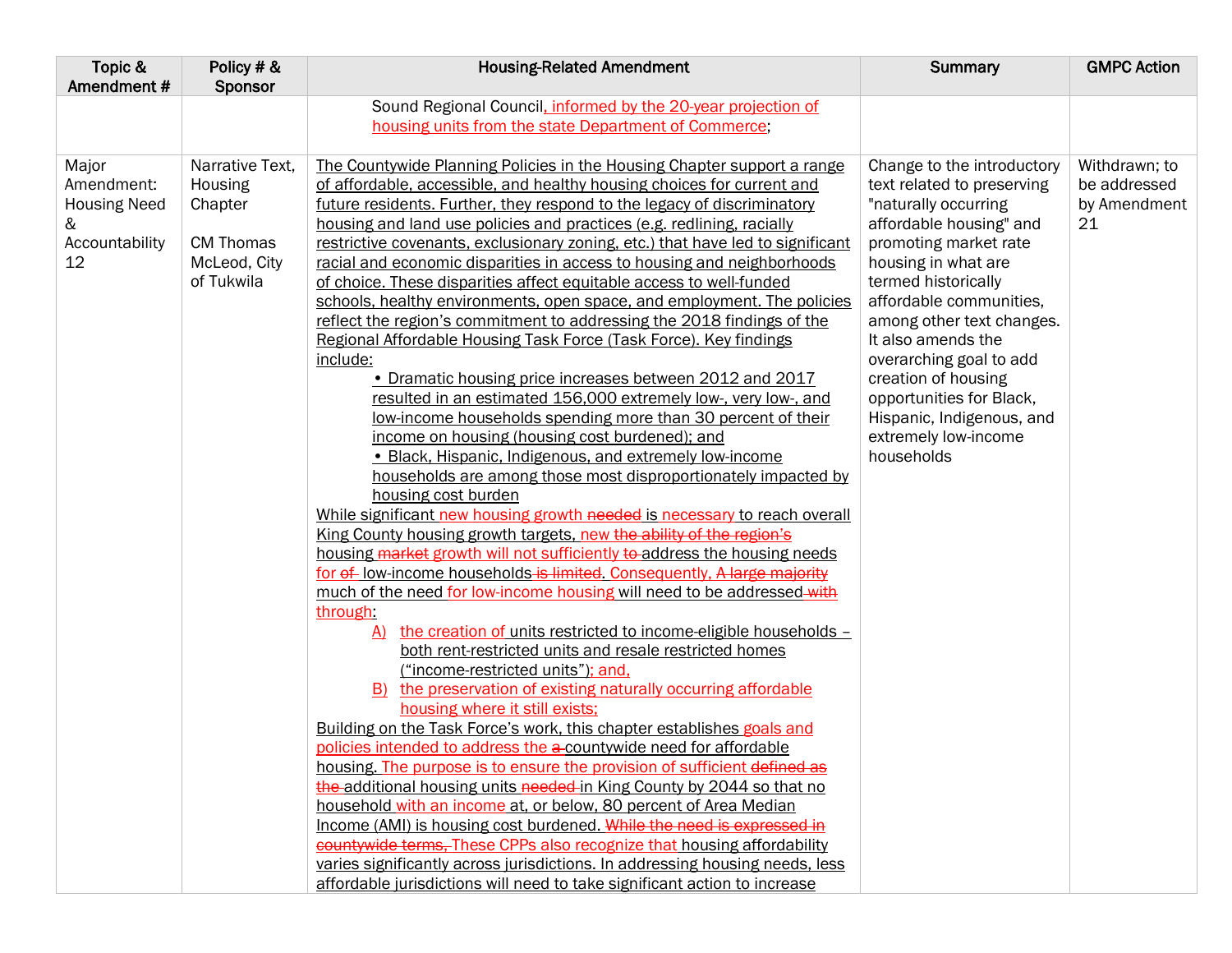| Topic & Amendment # | Policy # & Sponsor | Housing-Related Amendment | Summary | GMPC Action |
| --- | --- | --- | --- | --- |
| | | Sound Regional Council, informed by the 20-year projection of housing units from the state Department of Commerce; | | |
| Major Amendment: Housing Need & Accountability 12 | Narrative Text, Housing Chapter<br><br>CM Thomas McLeod, City of Tukwila | The Countywide Planning Policies in the Housing Chapter support a range of affordable, accessible, and healthy housing choices for current and future residents. Further, they respond to the legacy of discriminatory housing and land use policies and practices (e.g. redlining, racially restrictive covenants, exclusionary zoning, etc.) that have led to significant racial and economic disparities in access to housing and neighborhoods of choice. These disparities affect equitable access to well-funded schools, healthy environments, open space, and employment. The policies reflect the region's commitment to addressing the 2018 findings of the Regional Affordable Housing Task Force (Task Force). Key findings include:<br>• Dramatic housing price increases between 2012 and 2017 resulted in an estimated 156,000 extremely low-, very low-, and low-income households spending more than 30 percent of their income on housing (housing cost burdened); and<br>• Black, Hispanic, Indigenous, and extremely low-income households are among those most disproportionately impacted by housing cost burden<br>While significant new housing growth ~~needed~~ is necessary to reach overall King County housing growth targets, new ~~the ability of the region's~~ housing ~~market~~ growth will not sufficiently ~~to~~ address the housing needs for ~~of~~ low-income households ~~is limited~~. Consequently, ~~A large majority~~ much of the need for low-income housing will need to be addressed ~~with~~ through:<br>A) the creation of units restricted to income-eligible households – both rent-restricted units and resale restricted homes ("income-restricted units"); and,<br>B) the preservation of existing naturally occurring affordable housing where it still exists;<br>Building on the Task Force's work, this chapter establishes goals and policies intended to address the ~~a~~ countywide need for affordable housing. The purpose is to ensure the provision of sufficient ~~defined as the~~ additional housing units ~~needed~~ in King County by 2044 so that no household with an income at, or below, 80 percent of Area Median Income (AMI) is housing cost burdened. ~~While the need is expressed in countywide terms,~~ These CPPs also recognize that housing affordability varies significantly across jurisdictions. In addressing housing needs, less affordable jurisdictions will need to take significant action to increase | Change to the introductory text related to preserving "naturally occurring affordable housing" and promoting market rate housing in what are termed historically affordable communities, among other text changes. It also amends the overarching goal to add creation of housing opportunities for Black, Hispanic, Indigenous, and extremely low-income households | Withdrawn; to be addressed by Amendment 21 |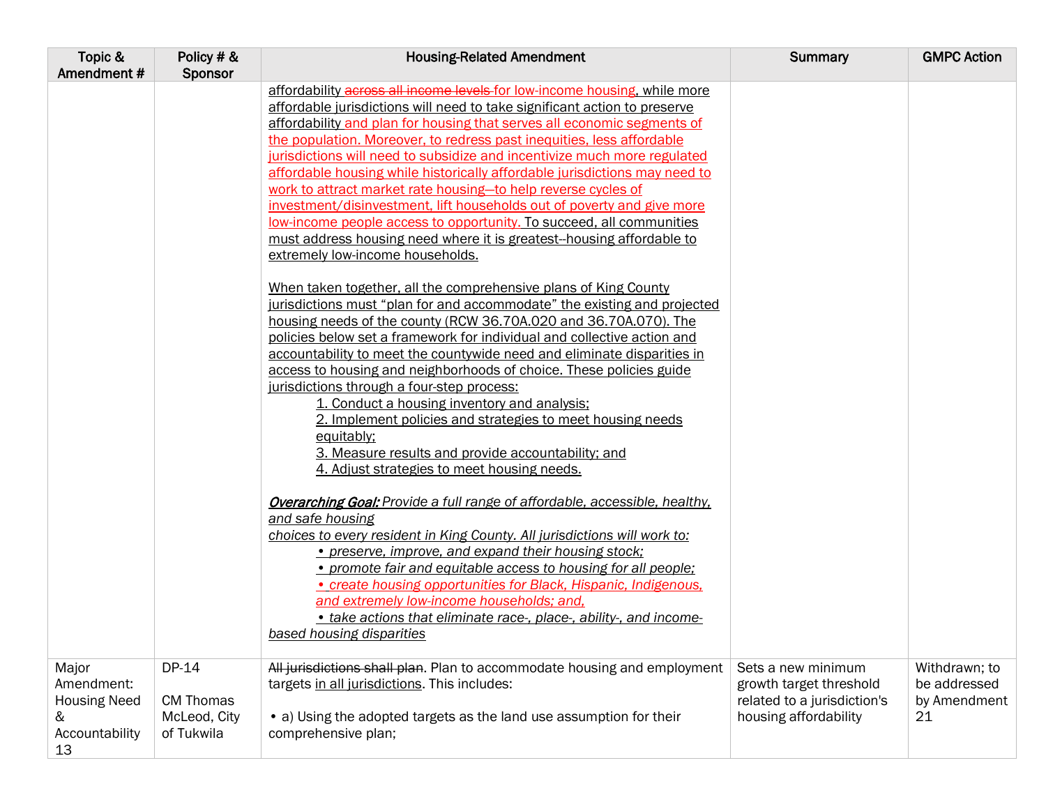| Topic & Amendment # | Policy # & Sponsor | Housing-Related Amendment | Summary | GMPC Action |
|---|---|---|---|---|
| | | affordability ~~across all income levels~~ for low-income housing, while more affordable jurisdictions will need to take significant action to preserve affordability and plan for housing that serves all economic segments of the population. Moreover, to redress past inequities, less affordable jurisdictions will need to subsidize and incentivize much more regulated affordable housing while historically affordable jurisdictions may need to work to attract market rate housing—to help reverse cycles of investment/disinvestment, lift households out of poverty and give more low-income people access to opportunity. To succeed, all communities must address housing need where it is greatest--housing affordable to extremely low-income households.<br><br>When taken together, all the comprehensive plans of King County jurisdictions must "plan for and accommodate" the existing and projected housing needs of the county (RCW 36.70A.020 and 36.70A.070). The policies below set a framework for individual and collective action and accountability to meet the countywide need and eliminate disparities in access to housing and neighborhoods of choice. These policies guide jurisdictions through a four-step process:<br>1. Conduct a housing inventory and analysis;<br>2. Implement policies and strategies to meet housing needs equitably;<br>3. Measure results and provide accountability; and<br>4. Adjust strategies to meet housing needs.<br><br>***Overarching Goal:*** *Provide a full range of affordable, accessible, healthy, and safe housing choices to every resident in King County. All jurisdictions will work to:*<br>*• preserve, improve, and expand their housing stock;*<br>*• promote fair and equitable access to housing for all people;*<br>*• create housing opportunities for Black, Hispanic, Indigenous, and extremely low-income households; and,*<br>*• take actions that eliminate race-, place-, ability-, and income-based housing disparities* | | |
| Major Amendment: Housing Need & Accountability 13 | DP-14<br><br>CM Thomas McLeod, City of Tukwila | ~~All jurisdictions shall plan~~. Plan to accommodate housing and employment targets in all jurisdictions. This includes:<br><br>• a) Using the adopted targets as the land use assumption for their comprehensive plan; | Sets a new minimum growth target threshold related to a jurisdiction's housing affordability | Withdrawn; to be addressed by Amendment 21 |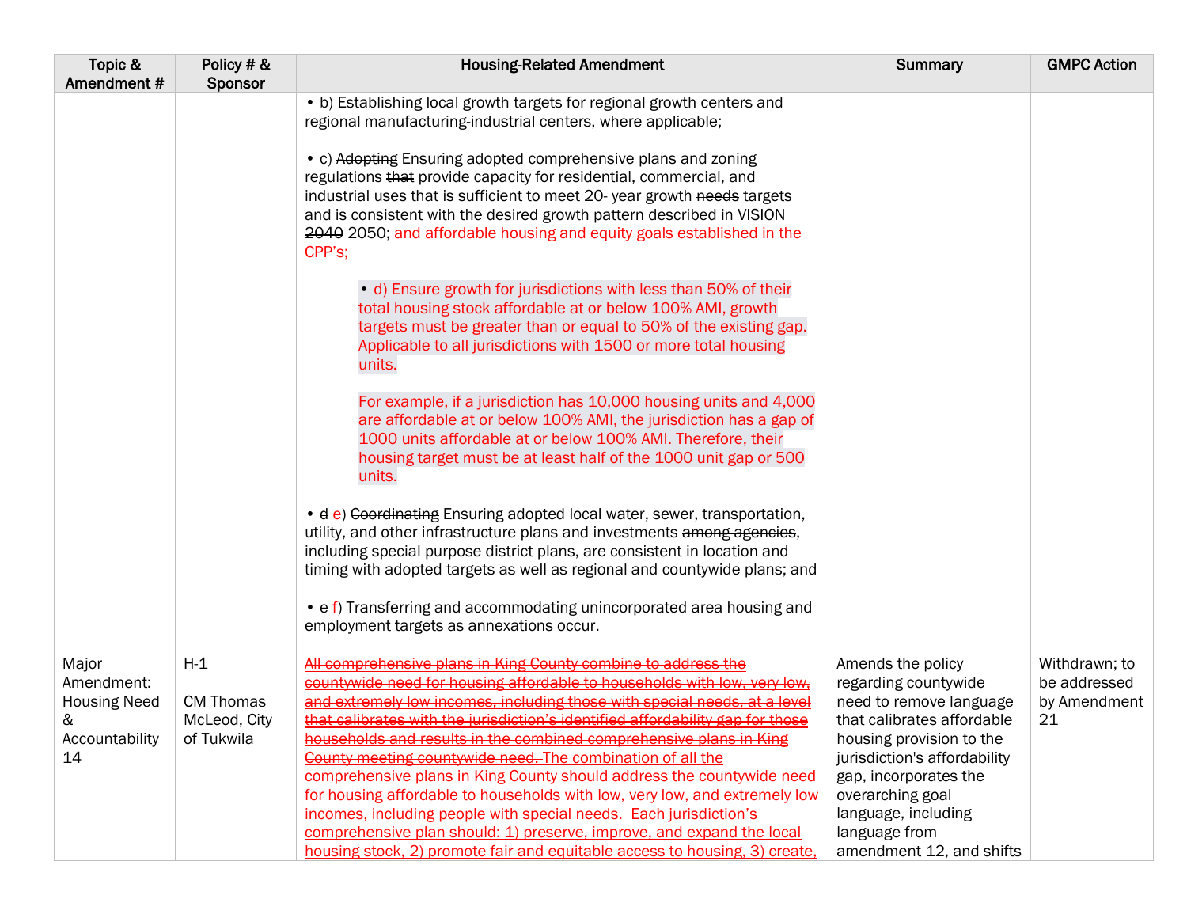| Topic & Amendment # | Policy # & Sponsor | Housing-Related Amendment | Summary | GMPC Action |
|---|---|---|---|---|
| | | • b) Establishing local growth targets for regional growth centers and regional manufacturing-industrial centers, where applicable;<br><br>• c) ~~Adopting~~ Ensuring adopted comprehensive plans and zoning regulations ~~that~~ provide capacity for residential, commercial, and industrial uses that is sufficient to meet 20- year growth ~~needs~~ targets and is consistent with the desired growth pattern described in VISION ~~2040~~ 2050; and affordable housing and equity goals established in the CPP's;<br><br>• d) Ensure growth for jurisdictions with less than 50% of their total housing stock affordable at or below 100% AMI, growth targets must be greater than or equal to 50% of the existing gap. Applicable to all jurisdictions with 1500 or more total housing units.<br><br>For example, if a jurisdiction has 10,000 housing units and 4,000 are affordable at or below 100% AMI, the jurisdiction has a gap of 1000 units affordable at or below 100% AMI. Therefore, their housing target must be at least half of the 1000 unit gap or 500 units.<br><br>• ~~d~~ e) ~~Coordinating~~ Ensuring adopted local water, sewer, transportation, utility, and other infrastructure plans and investments ~~among agencies~~, including special purpose district plans, are consistent in location and timing with adopted targets as well as regional and countywide plans; and<br><br>• ~~e~~ f) Transferring and accommodating unincorporated area housing and employment targets as annexations occur. | | |
| Major Amendment: Housing Need & Accountability 14 | H-1<br><br>CM Thomas McLeod, City of Tukwila | ~~All comprehensive plans in King County combine to address the countywide need for housing affordable to households with low, very low, and extremely low incomes, including those with special needs, at a level that calibrates with the jurisdiction's identified affordability gap for those households and results in the combined comprehensive plans in King County meeting countywide need.~~ The combination of all the comprehensive plans in King County should address the countywide need for housing affordable to households with low, very low, and extremely low incomes, including people with special needs. Each jurisdiction's comprehensive plan should: 1) preserve, improve, and expand the local housing stock, 2) promote fair and equitable access to housing, 3) create, | Amends the policy regarding countywide need to remove language that calibrates affordable housing provision to the jurisdiction's affordability gap, incorporates the overarching goal language, including language from amendment 12, and shifts | Withdrawn; to be addressed by Amendment 21 |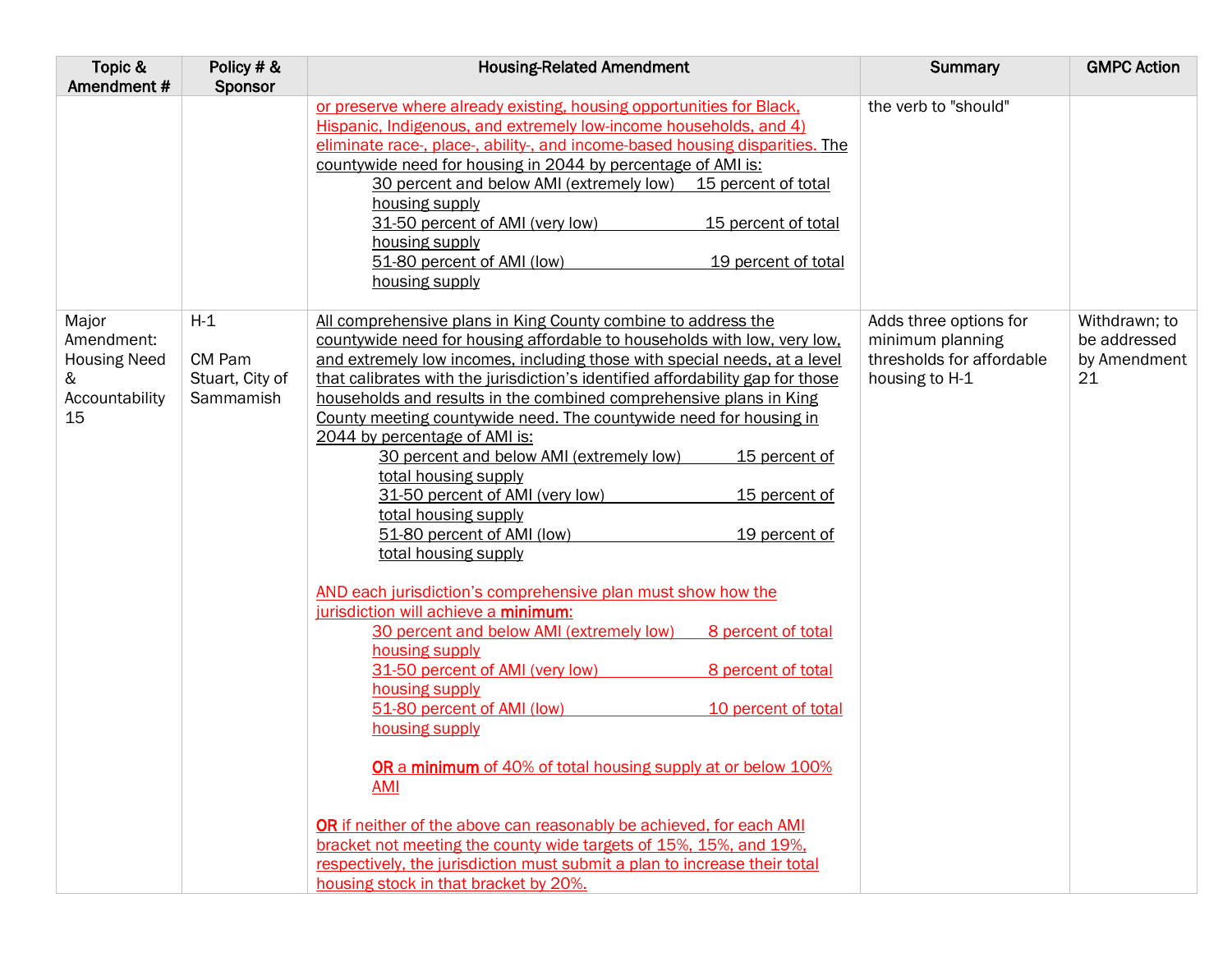| Topic & Amendment # | Policy # & Sponsor | Housing-Related Amendment | Summary | GMPC Action |
| --- | --- | --- | --- | --- |
| | | or preserve where already existing, housing opportunities for Black, Hispanic, Indigenous, and extremely low-income households, and 4) eliminate race-, place-, ability-, and income-based housing disparities. The countywide need for housing in 2044 by percentage of AMI is:<br>30 percent and below AMI (extremely low) 15 percent of total housing supply<br>31-50 percent of AMI (very low) 15 percent of total housing supply<br>51-80 percent of AMI (low) 19 percent of total housing supply | the verb to "should" | |
| Major Amendment: Housing Need & Accountability 15 | H-1<br><br>CM Pam Stuart, City of Sammamish | All comprehensive plans in King County combine to address the countywide need for housing affordable to households with low, very low, and extremely low incomes, including those with special needs, at a level that calibrates with the jurisdiction's identified affordability gap for those households and results in the combined comprehensive plans in King County meeting countywide need. The countywide need for housing in 2044 by percentage of AMI is:<br>30 percent and below AMI (extremely low) 15 percent of total housing supply<br>31-50 percent of AMI (very low) 15 percent of total housing supply<br>51-80 percent of AMI (low) 19 percent of total housing supply<br><br>AND each jurisdiction's comprehensive plan must show how the jurisdiction will achieve a **minimum**:<br>30 percent and below AMI (extremely low) 8 percent of total housing supply<br>31-50 percent of AMI (very low) 8 percent of total housing supply<br>51-80 percent of AMI (low) 10 percent of total housing supply<br><br>**OR** a **minimum** of 40% of total housing supply at or below 100% AMI<br><br>**OR** if neither of the above can reasonably be achieved, for each AMI bracket not meeting the county wide targets of 15%, 15%, and 19%, respectively, the jurisdiction must submit a plan to increase their total housing stock in that bracket by 20%. | Adds three options for minimum planning thresholds for affordable housing to H-1 | Withdrawn; to be addressed by Amendment 21 |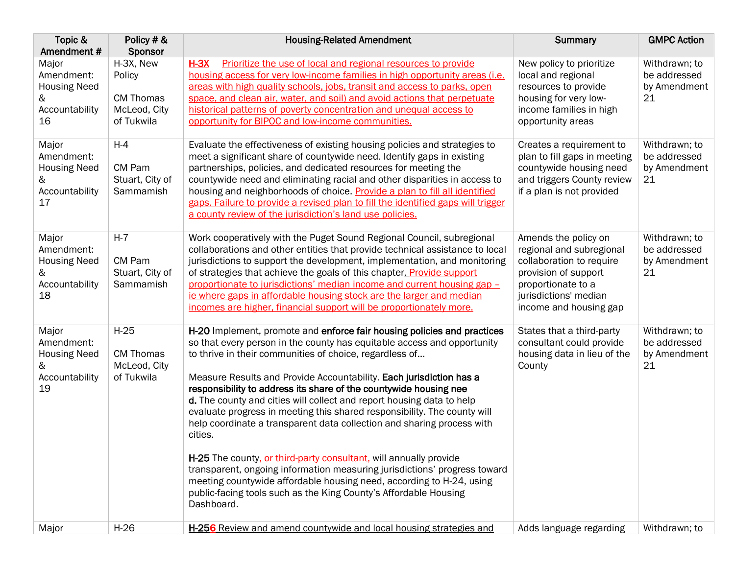| Topic & Amendment # | Policy # & Sponsor | Housing-Related Amendment | Summary | GMPC Action |
|---|---|---|---|---|
| Major Amendment: Housing Need & Accountability 16 | H-3X, New Policy<br><br>CM Thomas McLeod, City of Tukwila | H-3X Prioritize the use of local and regional resources to provide housing access for very low-income families in high opportunity areas (i.e. areas with high quality schools, jobs, transit and access to parks, open space, and clean air, water, and soil) and avoid actions that perpetuate historical patterns of poverty concentration and unequal access to opportunity for BIPOC and low-income communities. | New policy to prioritize local and regional resources to provide housing for very low-income families in high opportunity areas | Withdrawn; to be addressed by Amendment 21 |
| Major Amendment: Housing Need & Accountability 17 | H-4<br><br>CM Pam Stuart, City of Sammamish | Evaluate the effectiveness of existing housing policies and strategies to meet a significant share of countywide need. Identify gaps in existing partnerships, policies, and dedicated resources for meeting the countywide need and eliminating racial and other disparities in access to housing and neighborhoods of choice. Provide a plan to fill all identified gaps. Failure to provide a revised plan to fill the identified gaps will trigger a county review of the jurisdiction's land use policies. | Creates a requirement to plan to fill gaps in meeting countywide housing need and triggers County review if a plan is not provided | Withdrawn; to be addressed by Amendment 21 |
| Major Amendment: Housing Need & Accountability 18 | H-7<br><br>CM Pam Stuart, City of Sammamish | Work cooperatively with the Puget Sound Regional Council, subregional collaborations and other entities that provide technical assistance to local jurisdictions to support the development, implementation, and monitoring of strategies that achieve the goals of this chapter. Provide support proportionate to jurisdictions' median income and current housing gap – ie where gaps in affordable housing stock are the larger and median incomes are higher, financial support will be proportionately more. | Amends the policy on regional and subregional collaboration to require provision of support proportionate to a jurisdictions' median income and housing gap | Withdrawn; to be addressed by Amendment 21 |
| Major Amendment: Housing Need & Accountability 19 | H-25<br><br>CM Thomas McLeod, City of Tukwila | **H-20** Implement, promote and **enforce fair housing policies and practices** so that every person in the county has equitable access and opportunity to thrive in their communities of choice, regardless of…<br><br>Measure Results and Provide Accountability. **Each jurisdiction has a responsibility to address its share of the countywide housing nee d.** The county and cities will collect and report housing data to help evaluate progress in meeting this shared responsibility. The county will help coordinate a transparent data collection and sharing process with cities.<br><br>**H-25** The county, or third-party consultant, will annually provide transparent, ongoing information measuring jurisdictions' progress toward meeting countywide affordable housing need, according to H-24, using public-facing tools such as the King County's Affordable Housing Dashboard. | States that a third-party consultant could provide housing data in lieu of the County | Withdrawn; to be addressed by Amendment 21 |
| Major | H-26 | H-256 Review and amend countywide and local housing strategies and | Adds language regarding | Withdrawn; to |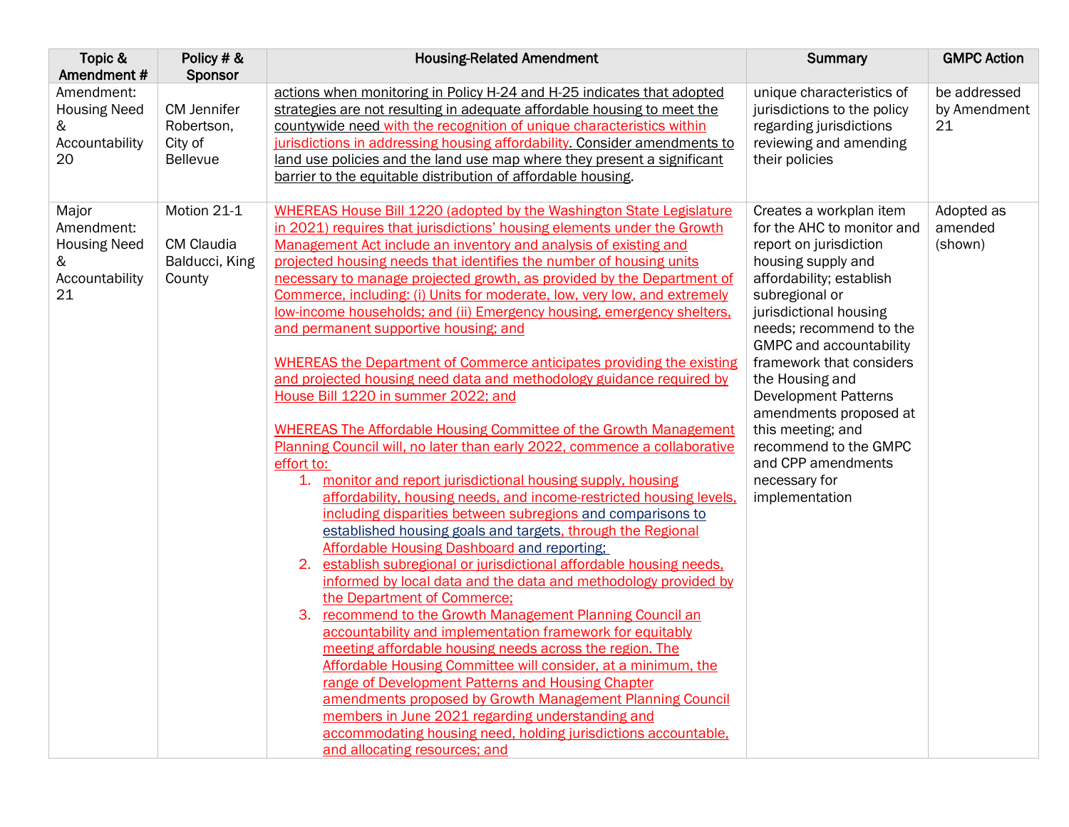| Topic & Amendment # | Policy # & Sponsor | Housing-Related Amendment | Summary | GMPC Action |
|---|---|---|---|---|
| Amendment: Housing Need & Accountability 20 | CM Jennifer Robertson, City of Bellevue | actions when monitoring in Policy H-24 and H-25 indicates that adopted strategies are not resulting in adequate affordable housing to meet the countywide need with the recognition of unique characteristics within jurisdictions in addressing housing affordability. Consider amendments to land use policies and the land use map where they present a significant barrier to the equitable distribution of affordable housing. | unique characteristics of jurisdictions to the policy regarding jurisdictions reviewing and amending their policies | be addressed by Amendment 21 |
| Major Amendment: Housing Need & Accountability 21 | Motion 21-1<br><br>CM Claudia Balducci, King County | WHEREAS House Bill 1220 (adopted by the Washington State Legislature in 2021) requires that jurisdictions' housing elements under the Growth Management Act include an inventory and analysis of existing and projected housing needs that identifies the number of housing units necessary to manage projected growth, as provided by the Department of Commerce, including: (i) Units for moderate, low, very low, and extremely low-income households; and (ii) Emergency housing, emergency shelters, and permanent supportive housing; and<br><br>WHEREAS the Department of Commerce anticipates providing the existing and projected housing need data and methodology guidance required by House Bill 1220 in summer 2022; and<br><br>WHEREAS The Affordable Housing Committee of the Growth Management Planning Council will, no later than early 2022, commence a collaborative effort to:<br>1. monitor and report jurisdictional housing supply, housing affordability, housing needs, and income-restricted housing levels, including disparities between subregions and comparisons to established housing goals and targets, through the Regional Affordable Housing Dashboard and reporting;<br>2. establish subregional or jurisdictional affordable housing needs, informed by local data and the data and methodology provided by the Department of Commerce;<br>3. recommend to the Growth Management Planning Council an accountability and implementation framework for equitably meeting affordable housing needs across the region. The Affordable Housing Committee will consider, at a minimum, the range of Development Patterns and Housing Chapter amendments proposed by Growth Management Planning Council members in June 2021 regarding understanding and accommodating housing need, holding jurisdictions accountable, and allocating resources; and | Creates a workplan item for the AHC to monitor and report on jurisdiction housing supply and affordability; establish subregional or jurisdictional housing needs; recommend to the GMPC and accountability framework that considers the Housing and Development Patterns amendments proposed at this meeting; and recommend to the GMPC and CPP amendments necessary for implementation | Adopted as amended (shown) |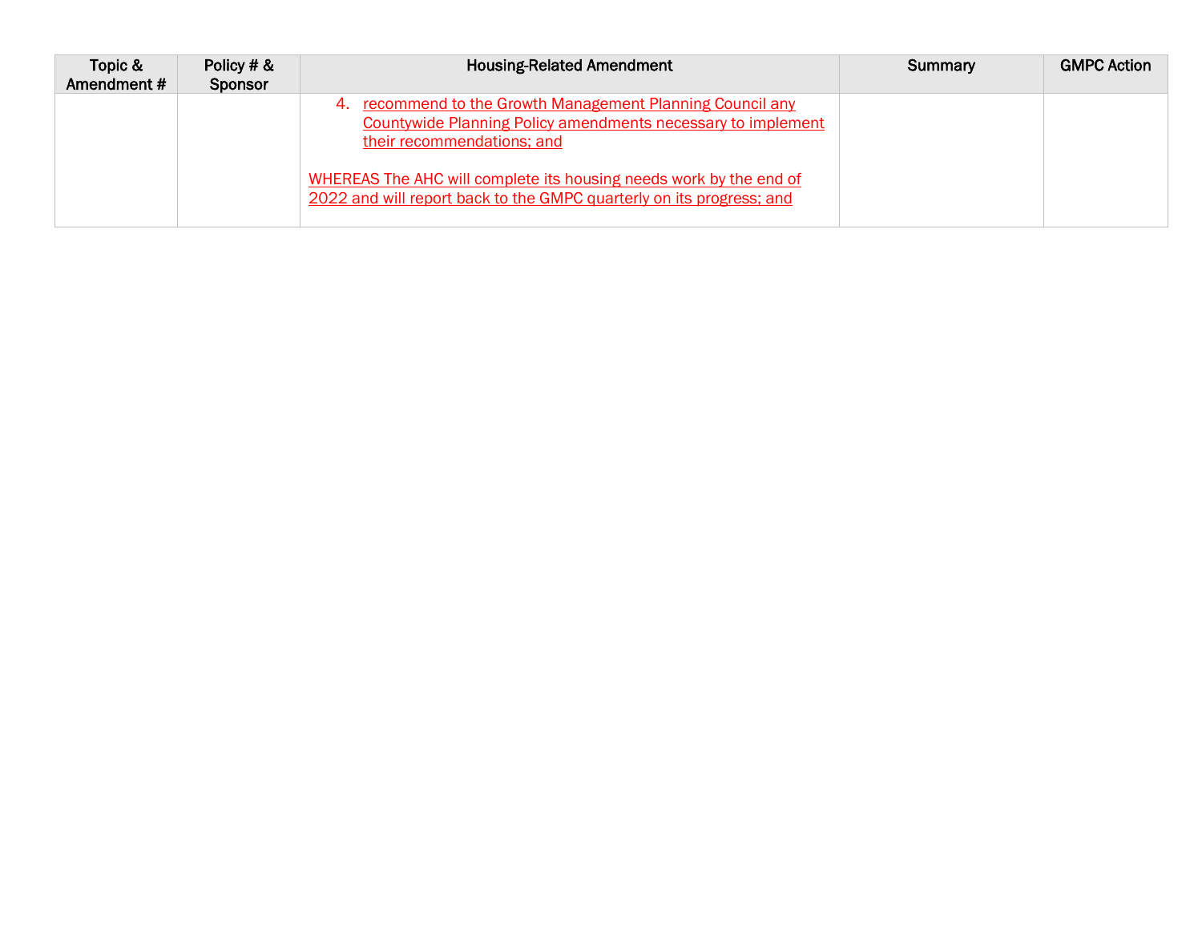| Topic & Amendment # | Policy # & Sponsor | Housing-Related Amendment | Summary | GMPC Action |
|---|---|---|---|---|
| | | 4. recommend to the Growth Management Planning Council any Countywide Planning Policy amendments necessary to implement their recommendations; and<br><br>WHEREAS The AHC will complete its housing needs work by the end of 2022 and will report back to the GMPC quarterly on its progress; and | | |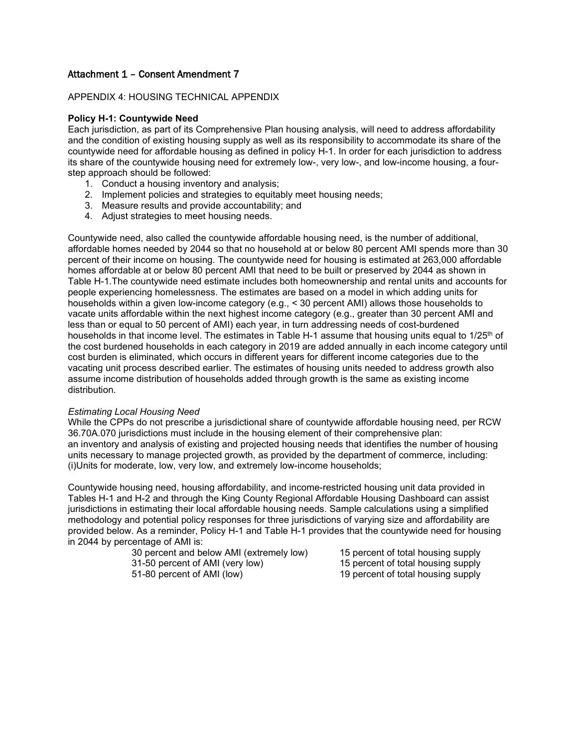## Attachment 1 – Consent Amendment 7

APPENDIX 4: HOUSING TECHNICAL APPENDIX

**Policy H-1: Countywide Need**

Each jurisdiction, as part of its Comprehensive Plan housing analysis, will need to address affordability and the condition of existing housing supply as well as its responsibility to accommodate its share of the countywide need for affordable housing as defined in policy H-1. In order for each jurisdiction to address its share of the countywide housing need for extremely low-, very low-, and low-income housing, a four-step approach should be followed:

1. Conduct a housing inventory and analysis;
2. Implement policies and strategies to equitably meet housing needs;
3. Measure results and provide accountability; and
4. Adjust strategies to meet housing needs.

Countywide need, also called the countywide affordable housing need, is the number of additional, affordable homes needed by 2044 so that no household at or below 80 percent AMI spends more than 30 percent of their income on housing. The countywide need for housing is estimated at 263,000 affordable homes affordable at or below 80 percent AMI that need to be built or preserved by 2044 as shown in Table H-1.The countywide need estimate includes both homeownership and rental units and accounts for people experiencing homelessness. The estimates are based on a model in which adding units for households within a given low-income category (e.g., < 30 percent AMI) allows those households to vacate units affordable within the next highest income category (e.g., greater than 30 percent AMI and less than or equal to 50 percent of AMI) each year, in turn addressing needs of cost-burdened households in that income level. The estimates in Table H-1 assume that housing units equal to 1/25th of the cost burdened households in each category in 2019 are added annually in each income category until cost burden is eliminated, which occurs in different years for different income categories due to the vacating unit process described earlier. The estimates of housing units needed to address growth also assume income distribution of households added through growth is the same as existing income distribution.

*Estimating Local Housing Need*

While the CPPs do not prescribe a jurisdictional share of countywide affordable housing need, per RCW 36.70A.070 jurisdictions must include in the housing element of their comprehensive plan: an inventory and analysis of existing and projected housing needs that identifies the number of housing units necessary to manage projected growth, as provided by the department of commerce, including: (i)Units for moderate, low, very low, and extremely low-income households;

Countywide housing need, housing affordability, and income-restricted housing unit data provided in Tables H-1 and H-2 and through the King County Regional Affordable Housing Dashboard can assist jurisdictions in estimating their local affordable housing needs. Sample calculations using a simplified methodology and potential policy responses for three jurisdictions of varying size and affordability are provided below. As a reminder, Policy H-1 and Table H-1 provides that the countywide need for housing in 2044 by percentage of AMI is:

| | |
|---|---|
| 30 percent and below AMI (extremely low) | 15 percent of total housing supply |
| 31-50 percent of AMI (very low) | 15 percent of total housing supply |
| 51-80 percent of AMI (low) | 19 percent of total housing supply |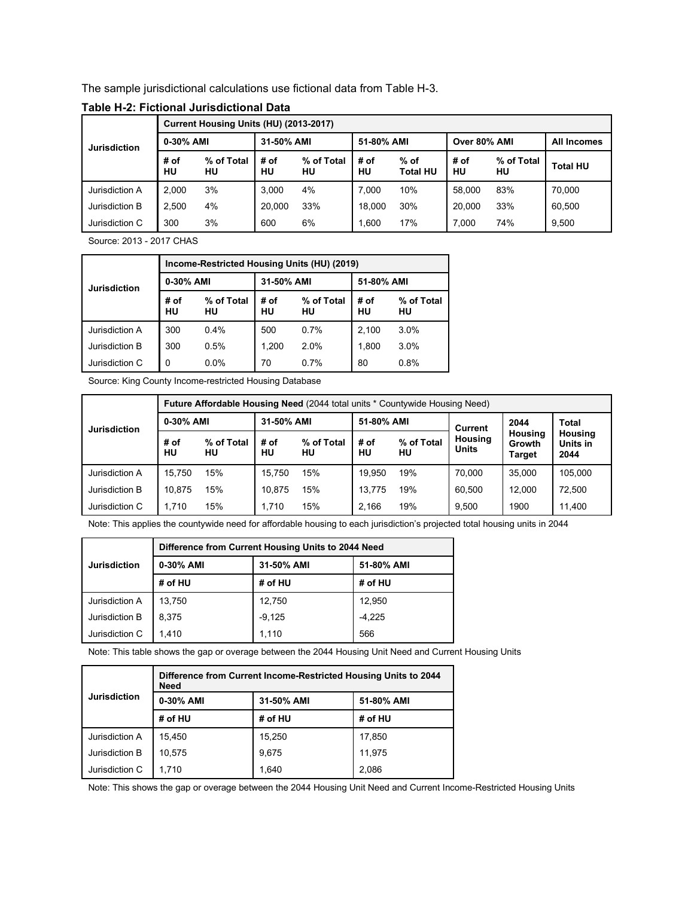The sample jurisdictional calculations use fictional data from Table H-3.

**Table H-2: Fictional Jurisdictional Data**

| Jurisdiction | Current Housing Units (HU) (2013-2017) | | | | | | | | |
|---|---|---|---|---|---|---|---|---|---|
| | 0-30% AMI | | 31-50% AMI | | 51-80% AMI | | Over 80% AMI | | All Incomes |
| | # of HU | % of Total HU | # of HU | % of Total HU | # of HU | % of Total HU | # of HU | % of Total HU | Total HU |
| Jurisdiction A | 2,000 | 3% | 3,000 | 4% | 7,000 | 10% | 58,000 | 83% | 70,000 |
| Jurisdiction B | 2,500 | 4% | 20,000 | 33% | 18,000 | 30% | 20,000 | 33% | 60,500 |
| Jurisdiction C | 300 | 3% | 600 | 6% | 1,600 | 17% | 7,000 | 74% | 9,500 |

Source: 2013 - 2017 CHAS

| Jurisdiction | Income-Restricted Housing Units (HU) (2019) | | | | | |
|---|---|---|---|---|---|---|
| | 0-30% AMI | | 31-50% AMI | | 51-80% AMI | |
| | # of HU | % of Total HU | # of HU | % of Total HU | # of HU | % of Total HU |
| Jurisdiction A | 300 | 0.4% | 500 | 0.7% | 2,100 | 3.0% |
| Jurisdiction B | 300 | 0.5% | 1,200 | 2.0% | 1,800 | 3.0% |
| Jurisdiction C | 0 | 0.0% | 70 | 0.7% | 80 | 0.8% |

Source: King County Income-restricted Housing Database

| Jurisdiction | Future Affordable Housing Need (2044 total units * Countywide Housing Need) | | | | | | | | |
|---|---|---|---|---|---|---|---|---|---|
| | 0-30% AMI | | 31-50% AMI | | 51-80% AMI | | Current Housing Units | 2044 Housing Growth Target | Total Housing Units in 2044 |
| | # of HU | % of Total HU | # of HU | % of Total HU | # of HU | % of Total HU | | | |
| Jurisdiction A | 15,750 | 15% | 15,750 | 15% | 19,950 | 19% | 70,000 | 35,000 | 105,000 |
| Jurisdiction B | 10,875 | 15% | 10,875 | 15% | 13,775 | 19% | 60,500 | 12,000 | 72,500 |
| Jurisdiction C | 1,710 | 15% | 1,710 | 15% | 2,166 | 19% | 9,500 | 1900 | 11,400 |

Note: This applies the countywide need for affordable housing to each jurisdiction's projected total housing units in 2044

| Jurisdiction | Difference from Current Housing Units to 2044 Need | | |
|---|---|---|---|
| | 0-30% AMI | 31-50% AMI | 51-80% AMI |
| | # of HU | # of HU | # of HU |
| Jurisdiction A | 13,750 | 12,750 | 12,950 |
| Jurisdiction B | 8,375 | -9,125 | -4,225 |
| Jurisdiction C | 1,410 | 1,110 | 566 |

Note: This table shows the gap or overage between the 2044 Housing Unit Need and Current Housing Units

| Jurisdiction | Difference from Current Income-Restricted Housing Units to 2044 Need | | |
|---|---|---|---|
| | 0-30% AMI | 31-50% AMI | 51-80% AMI |
| | # of HU | # of HU | # of HU |
| Jurisdiction A | 15,450 | 15,250 | 17,850 |
| Jurisdiction B | 10,575 | 9,675 | 11,975 |
| Jurisdiction C | 1,710 | 1,640 | 2,086 |

Note: This shows the gap or overage between the 2044 Housing Unit Need and Current Income-Restricted Housing Units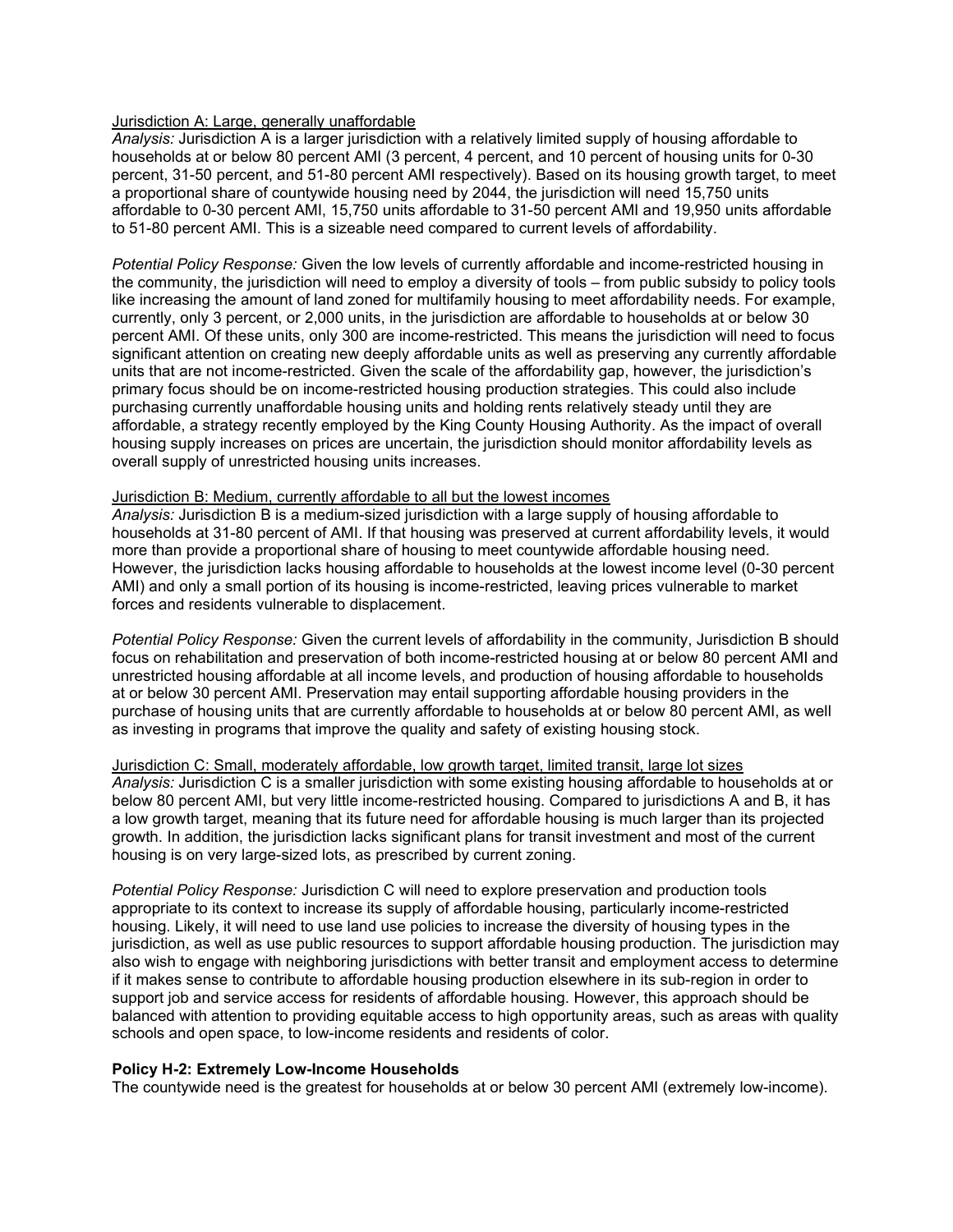Jurisdiction A: Large, generally unaffordable

*Analysis:* Jurisdiction A is a larger jurisdiction with a relatively limited supply of housing affordable to households at or below 80 percent AMI (3 percent, 4 percent, and 10 percent of housing units for 0-30 percent, 31-50 percent, and 51-80 percent AMI respectively). Based on its housing growth target, to meet a proportional share of countywide housing need by 2044, the jurisdiction will need 15,750 units affordable to 0-30 percent AMI, 15,750 units affordable to 31-50 percent AMI and 19,950 units affordable to 51-80 percent AMI. This is a sizeable need compared to current levels of affordability.

*Potential Policy Response:* Given the low levels of currently affordable and income-restricted housing in the community, the jurisdiction will need to employ a diversity of tools – from public subsidy to policy tools like increasing the amount of land zoned for multifamily housing to meet affordability needs. For example, currently, only 3 percent, or 2,000 units, in the jurisdiction are affordable to households at or below 30 percent AMI. Of these units, only 300 are income-restricted. This means the jurisdiction will need to focus significant attention on creating new deeply affordable units as well as preserving any currently affordable units that are not income-restricted. Given the scale of the affordability gap, however, the jurisdiction's primary focus should be on income-restricted housing production strategies. This could also include purchasing currently unaffordable housing units and holding rents relatively steady until they are affordable, a strategy recently employed by the King County Housing Authority. As the impact of overall housing supply increases on prices are uncertain, the jurisdiction should monitor affordability levels as overall supply of unrestricted housing units increases.

Jurisdiction B: Medium, currently affordable to all but the lowest incomes

*Analysis:* Jurisdiction B is a medium-sized jurisdiction with a large supply of housing affordable to households at 31-80 percent of AMI. If that housing was preserved at current affordability levels, it would more than provide a proportional share of housing to meet countywide affordable housing need. However, the jurisdiction lacks housing affordable to households at the lowest income level (0-30 percent AMI) and only a small portion of its housing is income-restricted, leaving prices vulnerable to market forces and residents vulnerable to displacement.

*Potential Policy Response:* Given the current levels of affordability in the community, Jurisdiction B should focus on rehabilitation and preservation of both income-restricted housing at or below 80 percent AMI and unrestricted housing affordable at all income levels, and production of housing affordable to households at or below 30 percent AMI. Preservation may entail supporting affordable housing providers in the purchase of housing units that are currently affordable to households at or below 80 percent AMI, as well as investing in programs that improve the quality and safety of existing housing stock.

Jurisdiction C: Small, moderately affordable, low growth target, limited transit, large lot sizes

*Analysis:* Jurisdiction C is a smaller jurisdiction with some existing housing affordable to households at or below 80 percent AMI, but very little income-restricted housing. Compared to jurisdictions A and B, it has a low growth target, meaning that its future need for affordable housing is much larger than its projected growth. In addition, the jurisdiction lacks significant plans for transit investment and most of the current housing is on very large-sized lots, as prescribed by current zoning.

*Potential Policy Response:* Jurisdiction C will need to explore preservation and production tools appropriate to its context to increase its supply of affordable housing, particularly income-restricted housing. Likely, it will need to use land use policies to increase the diversity of housing types in the jurisdiction, as well as use public resources to support affordable housing production. The jurisdiction may also wish to engage with neighboring jurisdictions with better transit and employment access to determine if it makes sense to contribute to affordable housing production elsewhere in its sub-region in order to support job and service access for residents of affordable housing. However, this approach should be balanced with attention to providing equitable access to high opportunity areas, such as areas with quality schools and open space, to low-income residents and residents of color.

**Policy H-2: Extremely Low-Income Households**

The countywide need is the greatest for households at or below 30 percent AMI (extremely low-income).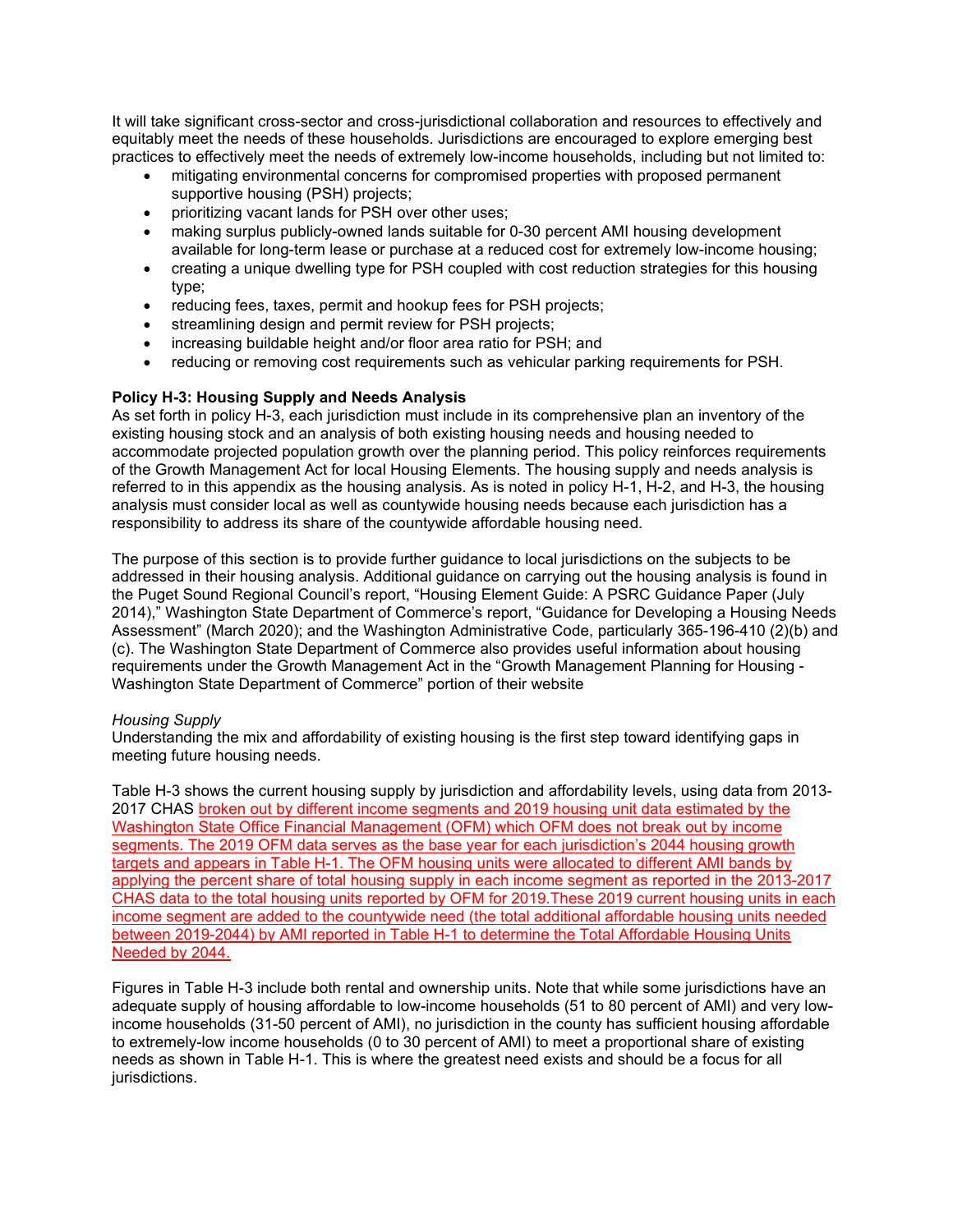It will take significant cross-sector and cross-jurisdictional collaboration and resources to effectively and equitably meet the needs of these households. Jurisdictions are encouraged to explore emerging best practices to effectively meet the needs of extremely low-income households, including but not limited to:

- mitigating environmental concerns for compromised properties with proposed permanent supportive housing (PSH) projects;
- prioritizing vacant lands for PSH over other uses;
- making surplus publicly-owned lands suitable for 0-30 percent AMI housing development available for long-term lease or purchase at a reduced cost for extremely low-income housing;
- creating a unique dwelling type for PSH coupled with cost reduction strategies for this housing type;
- reducing fees, taxes, permit and hookup fees for PSH projects;
- streamlining design and permit review for PSH projects;
- increasing buildable height and/or floor area ratio for PSH; and
- reducing or removing cost requirements such as vehicular parking requirements for PSH.

**Policy H-3: Housing Supply and Needs Analysis**

As set forth in policy H-3, each jurisdiction must include in its comprehensive plan an inventory of the existing housing stock and an analysis of both existing housing needs and housing needed to accommodate projected population growth over the planning period. This policy reinforces requirements of the Growth Management Act for local Housing Elements. The housing supply and needs analysis is referred to in this appendix as the housing analysis. As is noted in policy H-1, H-2, and H-3, the housing analysis must consider local as well as countywide housing needs because each jurisdiction has a responsibility to address its share of the countywide affordable housing need.

The purpose of this section is to provide further guidance to local jurisdictions on the subjects to be addressed in their housing analysis. Additional guidance on carrying out the housing analysis is found in the Puget Sound Regional Council's report, "Housing Element Guide: A PSRC Guidance Paper (July 2014)," Washington State Department of Commerce's report, "Guidance for Developing a Housing Needs Assessment" (March 2020); and the Washington Administrative Code, particularly 365-196-410 (2)(b) and (c). The Washington State Department of Commerce also provides useful information about housing requirements under the Growth Management Act in the "Growth Management Planning for Housing - Washington State Department of Commerce" portion of their website

*Housing Supply*

Understanding the mix and affordability of existing housing is the first step toward identifying gaps in meeting future housing needs.

Table H-3 shows the current housing supply by jurisdiction and affordability levels, using data from 2013-2017 CHAS broken out by different income segments and 2019 housing unit data estimated by the Washington State Office Financial Management (OFM) which OFM does not break out by income segments. The 2019 OFM data serves as the base year for each jurisdiction's 2044 housing growth targets and appears in Table H-1. The OFM housing units were allocated to different AMI bands by applying the percent share of total housing supply in each income segment as reported in the 2013-2017 CHAS data to the total housing units reported by OFM for 2019.These 2019 current housing units in each income segment are added to the countywide need (the total additional affordable housing units needed between 2019-2044) by AMI reported in Table H-1 to determine the Total Affordable Housing Units Needed by 2044.

Figures in Table H-3 include both rental and ownership units. Note that while some jurisdictions have an adequate supply of housing affordable to low-income households (51 to 80 percent of AMI) and very low-income households (31-50 percent of AMI), no jurisdiction in the county has sufficient housing affordable to extremely-low income households (0 to 30 percent of AMI) to meet a proportional share of existing needs as shown in Table H-1. This is where the greatest need exists and should be a focus for all jurisdictions.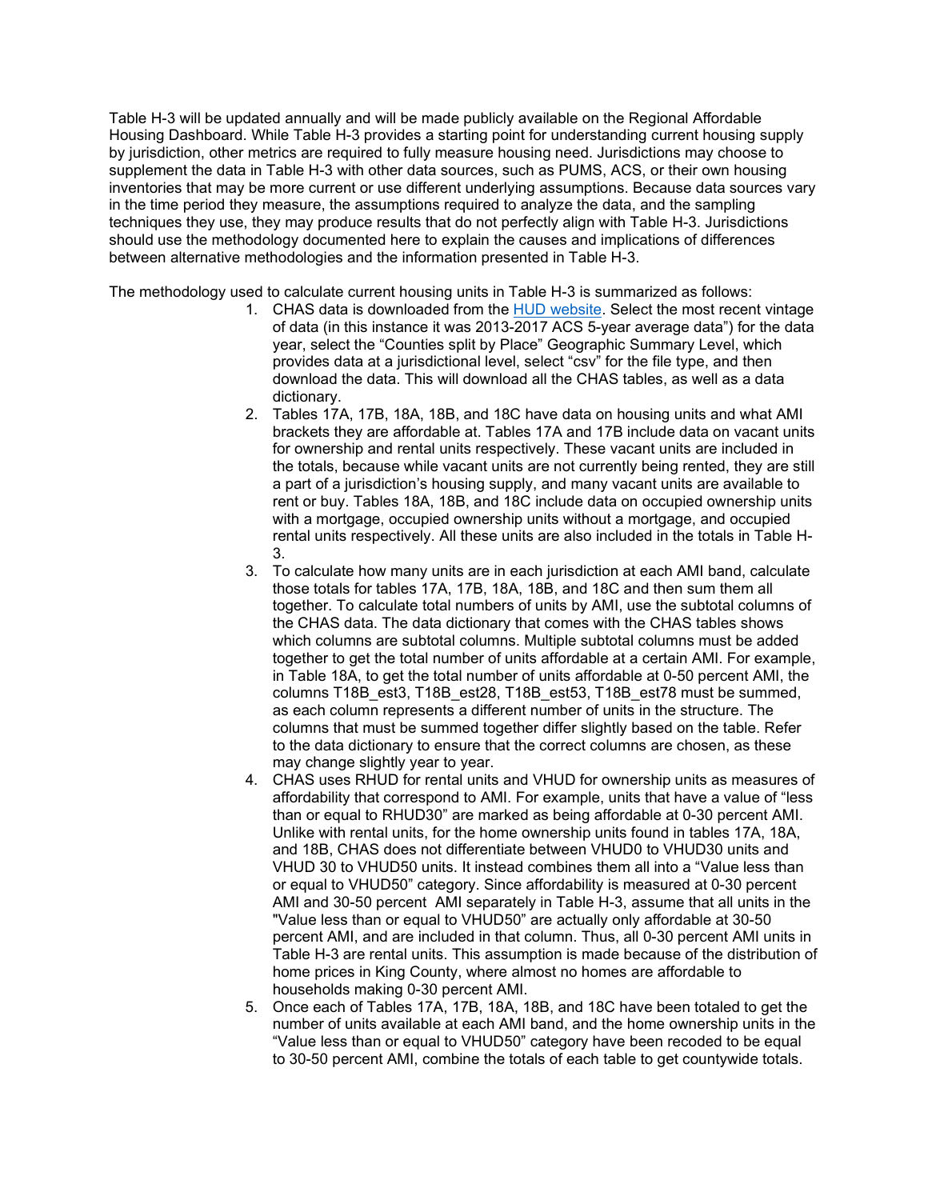Table H-3 will be updated annually and will be made publicly available on the Regional Affordable Housing Dashboard. While Table H-3 provides a starting point for understanding current housing supply by jurisdiction, other metrics are required to fully measure housing need. Jurisdictions may choose to supplement the data in Table H-3 with other data sources, such as PUMS, ACS, or their own housing inventories that may be more current or use different underlying assumptions. Because data sources vary in the time period they measure, the assumptions required to analyze the data, and the sampling techniques they use, they may produce results that do not perfectly align with Table H-3. Jurisdictions should use the methodology documented here to explain the causes and implications of differences between alternative methodologies and the information presented in Table H-3.

The methodology used to calculate current housing units in Table H-3 is summarized as follows:

1. CHAS data is downloaded from the HUD website. Select the most recent vintage of data (in this instance it was 2013-2017 ACS 5-year average data") for the data year, select the "Counties split by Place" Geographic Summary Level, which provides data at a jurisdictional level, select "csv" for the file type, and then download the data. This will download all the CHAS tables, as well as a data dictionary.
2. Tables 17A, 17B, 18A, 18B, and 18C have data on housing units and what AMI brackets they are affordable at. Tables 17A and 17B include data on vacant units for ownership and rental units respectively. These vacant units are included in the totals, because while vacant units are not currently being rented, they are still a part of a jurisdiction's housing supply, and many vacant units are available to rent or buy. Tables 18A, 18B, and 18C include data on occupied ownership units with a mortgage, occupied ownership units without a mortgage, and occupied rental units respectively. All these units are also included in the totals in Table H-3.
3. To calculate how many units are in each jurisdiction at each AMI band, calculate those totals for tables 17A, 17B, 18A, 18B, and 18C and then sum them all together. To calculate total numbers of units by AMI, use the subtotal columns of the CHAS data. The data dictionary that comes with the CHAS tables shows which columns are subtotal columns. Multiple subtotal columns must be added together to get the total number of units affordable at a certain AMI. For example, in Table 18A, to get the total number of units affordable at 0-50 percent AMI, the columns T18B_est3, T18B_est28, T18B_est53, T18B_est78 must be summed, as each column represents a different number of units in the structure. The columns that must be summed together differ slightly based on the table. Refer to the data dictionary to ensure that the correct columns are chosen, as these may change slightly year to year.
4. CHAS uses RHUD for rental units and VHUD for ownership units as measures of affordability that correspond to AMI. For example, units that have a value of "less than or equal to RHUD30" are marked as being affordable at 0-30 percent AMI. Unlike with rental units, for the home ownership units found in tables 17A, 18A, and 18B, CHAS does not differentiate between VHUD0 to VHUD30 units and VHUD 30 to VHUD50 units. It instead combines them all into a "Value less than or equal to VHUD50" category. Since affordability is measured at 0-30 percent and 30-50 percent AMI separately in Table H-3, assume that all units in the "Value less than or equal to VHUD50" are actually only affordable at 30-50 percent AMI, and are included in that column. Thus, all 0-30 percent AMI units in Table H-3 are rental units. This assumption is made because of the distribution of home prices in King County, where almost no homes are affordable to households making 0-30 percent AMI.
5. Once each of Tables 17A, 17B, 18A, 18B, and 18C have been totaled to get the number of units available at each AMI band, and the home ownership units in the "Value less than or equal to VHUD50" category have been recoded to be equal to 30-50 percent AMI, combine the totals of each table to get countywide totals.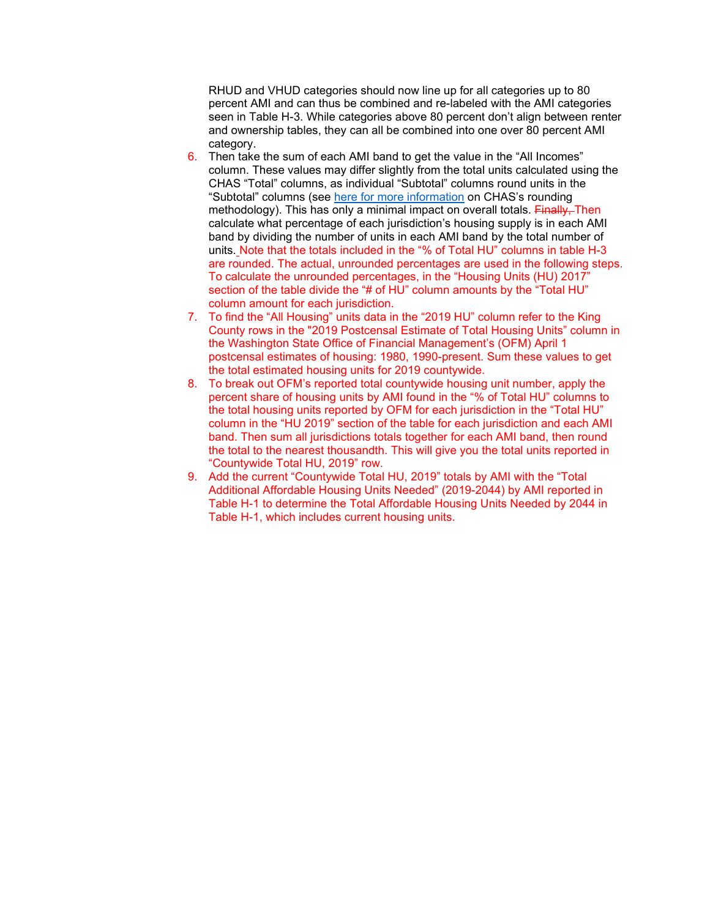RHUD and VHUD categories should now line up for all categories up to 80 percent AMI and can thus be combined and re-labeled with the AMI categories seen in Table H-3. While categories above 80 percent don't align between renter and ownership tables, they can all be combined into one over 80 percent AMI category.

6. Then take the sum of each AMI band to get the value in the "All Incomes" column. These values may differ slightly from the total units calculated using the CHAS "Total" columns, as individual "Subtotal" columns round units in the "Subtotal" columns (see [here for more information]() on CHAS's rounding methodology). This has only a minimal impact on overall totals. ~~Finally,~~ Then calculate what percentage of each jurisdiction's housing supply is in each AMI band by dividing the number of units in each AMI band by the total number of units. Note that the totals included in the "% of Total HU" columns in table H-3 are rounded. The actual, unrounded percentages are used in the following steps. To calculate the unrounded percentages, in the "Housing Units (HU) 2017" section of the table divide the "# of HU" column amounts by the "Total HU" column amount for each jurisdiction.
7. To find the "All Housing" units data in the "2019 HU" column refer to the King County rows in the "2019 Postcensal Estimate of Total Housing Units" column in the Washington State Office of Financial Management's (OFM) April 1 postcensal estimates of housing: 1980, 1990-present. Sum these values to get the total estimated housing units for 2019 countywide.
8. To break out OFM's reported total countywide housing unit number, apply the percent share of housing units by AMI found in the "% of Total HU" columns to the total housing units reported by OFM for each jurisdiction in the "Total HU" column in the "HU 2019" section of the table for each jurisdiction and each AMI band. Then sum all jurisdictions totals together for each AMI band, then round the total to the nearest thousandth. This will give you the total units reported in "Countywide Total HU, 2019" row.
9. Add the current "Countywide Total HU, 2019" totals by AMI with the "Total Additional Affordable Housing Units Needed" (2019-2044) by AMI reported in Table H-1 to determine the Total Affordable Housing Units Needed by 2044 in Table H-1, which includes current housing units.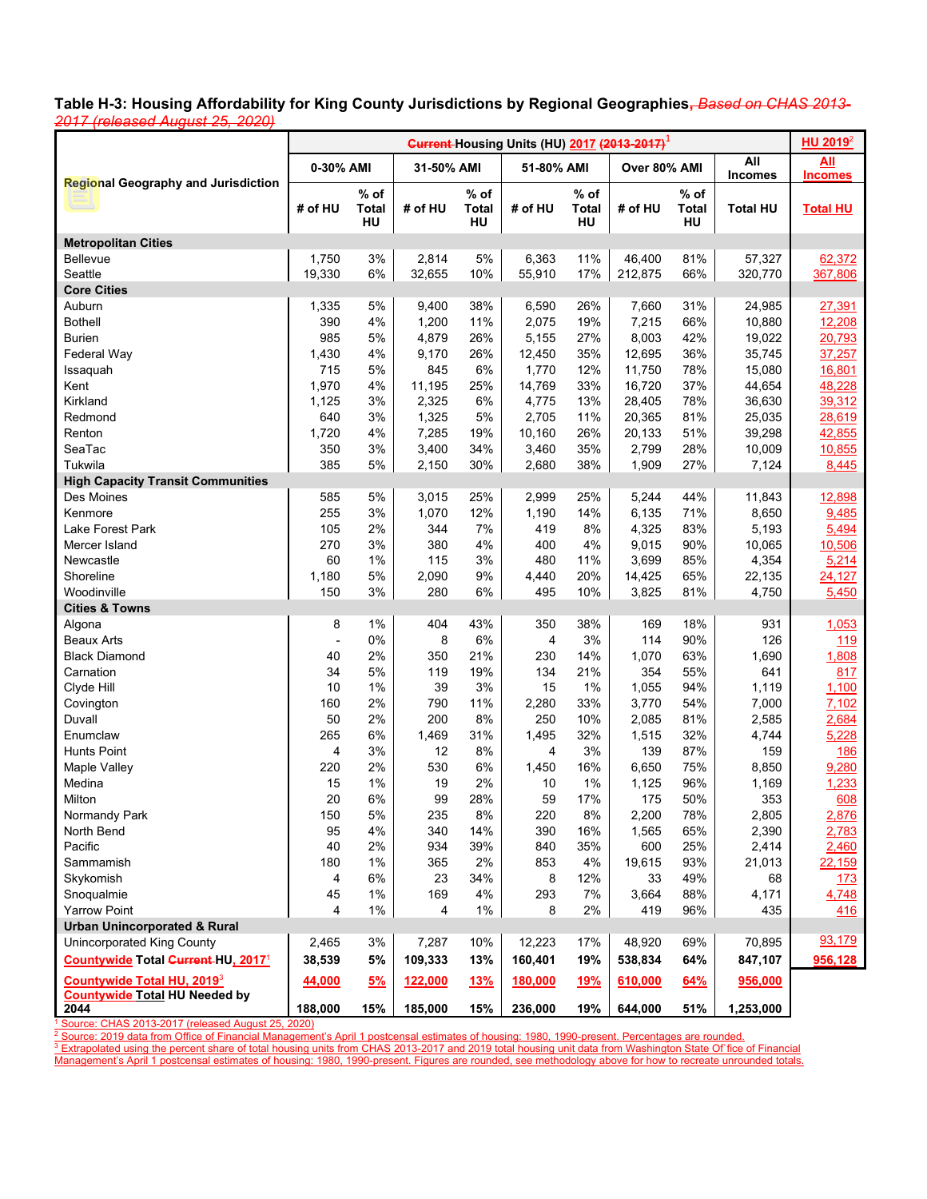**Table H-3: Housing Affordability for King County Jurisdictions by Regional Geographies~~, Based on CHAS 2013-2017 (released August 25, 2020)~~**

| Regional Geography and Jurisdiction | ~~Current~~ Housing Units (HU) 2017 ~~(2013-2017)~~[1] 0-30% AMI # of HU | 0-30% AMI % of Total HU | 31-50% AMI # of HU | 31-50% AMI % of Total HU | 51-80% AMI # of HU | 51-80% AMI % of Total HU | Over 80% AMI # of HU | Over 80% AMI % of Total HU | All Incomes Total HU | HU 2019[2] All Incomes Total HU |
|---|---|---|---|---|---|---|---|---|---|---|
| **Metropolitan Cities** | | | | | | | | | | |
| Bellevue | 1,750 | 3% | 2,814 | 5% | 6,363 | 11% | 46,400 | 81% | 57,327 | 62,372 |
| Seattle | 19,330 | 6% | 32,655 | 10% | 55,910 | 17% | 212,875 | 66% | 320,770 | 367,806 |
| **Core Cities** | | | | | | | | | | |
| Auburn | 1,335 | 5% | 9,400 | 38% | 6,590 | 26% | 7,660 | 31% | 24,985 | 27,391 |
| Bothell | 390 | 4% | 1,200 | 11% | 2,075 | 19% | 7,215 | 66% | 10,880 | 12,208 |
| Burien | 985 | 5% | 4,879 | 26% | 5,155 | 27% | 8,003 | 42% | 19,022 | 20,793 |
| Federal Way | 1,430 | 4% | 9,170 | 26% | 12,450 | 35% | 12,695 | 36% | 35,745 | 37,257 |
| Issaquah | 715 | 5% | 845 | 6% | 1,770 | 12% | 11,750 | 78% | 15,080 | 16,801 |
| Kent | 1,970 | 4% | 11,195 | 25% | 14,769 | 33% | 16,720 | 37% | 44,654 | 48,228 |
| Kirkland | 1,125 | 3% | 2,325 | 6% | 4,775 | 13% | 28,405 | 78% | 36,630 | 39,312 |
| Redmond | 640 | 3% | 1,325 | 5% | 2,705 | 11% | 20,365 | 81% | 25,035 | 28,619 |
| Renton | 1,720 | 4% | 7,285 | 19% | 10,160 | 26% | 20,133 | 51% | 39,298 | 42,855 |
| SeaTac | 350 | 3% | 3,400 | 34% | 3,460 | 35% | 2,799 | 28% | 10,009 | 10,855 |
| Tukwila | 385 | 5% | 2,150 | 30% | 2,680 | 38% | 1,909 | 27% | 7,124 | 8,445 |
| **High Capacity Transit Communities** | | | | | | | | | | |
| Des Moines | 585 | 5% | 3,015 | 25% | 2,999 | 25% | 5,244 | 44% | 11,843 | 12,898 |
| Kenmore | 255 | 3% | 1,070 | 12% | 1,190 | 14% | 6,135 | 71% | 8,650 | 9,485 |
| Lake Forest Park | 105 | 2% | 344 | 7% | 419 | 8% | 4,325 | 83% | 5,193 | 5,494 |
| Mercer Island | 270 | 3% | 380 | 4% | 400 | 4% | 9,015 | 90% | 10,065 | 10,506 |
| Newcastle | 60 | 1% | 115 | 3% | 480 | 11% | 3,699 | 85% | 4,354 | 5,214 |
| Shoreline | 1,180 | 5% | 2,090 | 9% | 4,440 | 20% | 14,425 | 65% | 22,135 | 24,127 |
| Woodinville | 150 | 3% | 280 | 6% | 495 | 10% | 3,825 | 81% | 4,750 | 5,450 |
| **Cities & Towns** | | | | | | | | | | |
| Algona | 8 | 1% | 404 | 43% | 350 | 38% | 169 | 18% | 931 | 1,053 |
| Beaux Arts | - | 0% | 8 | 6% | 4 | 3% | 114 | 90% | 126 | 119 |
| Black Diamond | 40 | 2% | 350 | 21% | 230 | 14% | 1,070 | 63% | 1,690 | 1,808 |
| Carnation | 34 | 5% | 119 | 19% | 134 | 21% | 354 | 55% | 641 | 817 |
| Clyde Hill | 10 | 1% | 39 | 3% | 15 | 1% | 1,055 | 94% | 1,119 | 1,100 |
| Covington | 160 | 2% | 790 | 11% | 2,280 | 33% | 3,770 | 54% | 7,000 | 7,102 |
| Duvall | 50 | 2% | 200 | 8% | 250 | 10% | 2,085 | 81% | 2,585 | 2,684 |
| Enumclaw | 265 | 6% | 1,469 | 31% | 1,495 | 32% | 1,515 | 32% | 4,744 | 5,228 |
| Hunts Point | 4 | 3% | 12 | 8% | 4 | 3% | 139 | 87% | 159 | 186 |
| Maple Valley | 220 | 2% | 530 | 6% | 1,450 | 16% | 6,650 | 75% | 8,850 | 9,280 |
| Medina | 15 | 1% | 19 | 2% | 10 | 1% | 1,125 | 96% | 1,169 | 1,233 |
| Milton | 20 | 6% | 99 | 28% | 59 | 17% | 175 | 50% | 353 | 608 |
| Normandy Park | 150 | 5% | 235 | 8% | 220 | 8% | 2,200 | 78% | 2,805 | 2,876 |
| North Bend | 95 | 4% | 340 | 14% | 390 | 16% | 1,565 | 65% | 2,390 | 2,783 |
| Pacific | 40 | 2% | 934 | 39% | 840 | 35% | 600 | 25% | 2,414 | 2,460 |
| Sammamish | 180 | 1% | 365 | 2% | 853 | 4% | 19,615 | 93% | 21,013 | 22,159 |
| Skykomish | 4 | 6% | 23 | 34% | 8 | 12% | 33 | 49% | 68 | 173 |
| Snoqualmie | 45 | 1% | 169 | 4% | 293 | 7% | 3,664 | 88% | 4,171 | 4,748 |
| Yarrow Point | 4 | 1% | 4 | 1% | 8 | 2% | 419 | 96% | 435 | 416 |
| **Urban Unincorporated & Rural** | | | | | | | | | | |
| Unincorporated King County | 2,465 | 3% | 7,287 | 10% | 12,223 | 17% | 48,920 | 69% | 70,895 | 93,179 |
| **Countywide Total ~~Current~~ HU, 2017[1]** | **38,539** | **5%** | **109,333** | **13%** | **160,401** | **19%** | **538,834** | **64%** | **847,107** | **956,128** |
| **Countywide Total HU, 2019[3]** | **44,000** | **5%** | **122,000** | **13%** | **180,000** | **19%** | **610,000** | **64%** | **956,000** | |
| **Countywide Total HU Needed by 2044** | **188,000** | **15%** | **185,000** | **15%** | **236,000** | **19%** | **644,000** | **51%** | **1,253,000** | |

[1] Source: CHAS 2013-2017 (released August 25, 2020)

[2] Source: 2019 data from Office of Financial Management's April 1 postcensal estimates of housing: 1980, 1990-present. Percentages are rounded.

[3] Extrapolated using the percent share of total housing units from CHAS 2013-2017 and 2019 total housing unit data from Washington State Office of Financial Management's April 1 postcensal estimates of housing: 1980, 1990-present. Figures are rounded, see methodology above for how to recreate unrounded totals.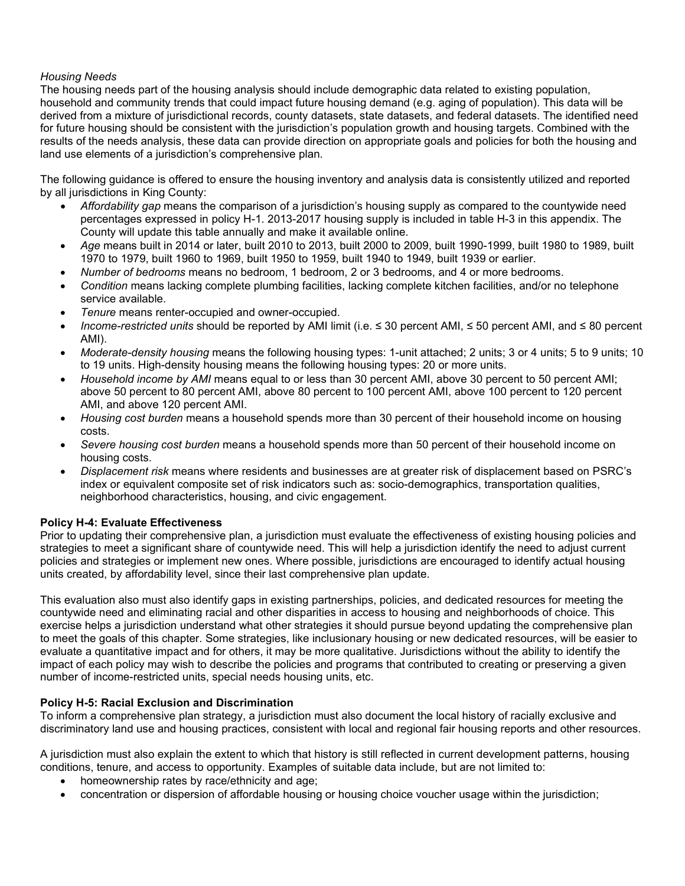*Housing Needs*

The housing needs part of the housing analysis should include demographic data related to existing population, household and community trends that could impact future housing demand (e.g. aging of population). This data will be derived from a mixture of jurisdictional records, county datasets, state datasets, and federal datasets. The identified need for future housing should be consistent with the jurisdiction's population growth and housing targets. Combined with the results of the needs analysis, these data can provide direction on appropriate goals and policies for both the housing and land use elements of a jurisdiction's comprehensive plan.

The following guidance is offered to ensure the housing inventory and analysis data is consistently utilized and reported by all jurisdictions in King County:

- *Affordability gap* means the comparison of a jurisdiction's housing supply as compared to the countywide need percentages expressed in policy H-1. 2013-2017 housing supply is included in table H-3 in this appendix. The County will update this table annually and make it available online.
- *Age* means built in 2014 or later, built 2010 to 2013, built 2000 to 2009, built 1990-1999, built 1980 to 1989, built 1970 to 1979, built 1960 to 1969, built 1950 to 1959, built 1940 to 1949, built 1939 or earlier.
- *Number of bedrooms* means no bedroom, 1 bedroom, 2 or 3 bedrooms, and 4 or more bedrooms.
- *Condition* means lacking complete plumbing facilities, lacking complete kitchen facilities, and/or no telephone service available.
- *Tenure* means renter-occupied and owner-occupied.
- *Income-restricted units* should be reported by AMI limit (i.e. ≤ 30 percent AMI, ≤ 50 percent AMI, and ≤ 80 percent AMI).
- *Moderate-density housing* means the following housing types: 1-unit attached; 2 units; 3 or 4 units; 5 to 9 units; 10 to 19 units. High-density housing means the following housing types: 20 or more units.
- *Household income by AMI* means equal to or less than 30 percent AMI, above 30 percent to 50 percent AMI; above 50 percent to 80 percent AMI, above 80 percent to 100 percent AMI, above 100 percent to 120 percent AMI, and above 120 percent AMI.
- *Housing cost burden* means a household spends more than 30 percent of their household income on housing costs.
- *Severe housing cost burden* means a household spends more than 50 percent of their household income on housing costs.
- *Displacement risk* means where residents and businesses are at greater risk of displacement based on PSRC's index or equivalent composite set of risk indicators such as: socio-demographics, transportation qualities, neighborhood characteristics, housing, and civic engagement.

**Policy H-4: Evaluate Effectiveness**

Prior to updating their comprehensive plan, a jurisdiction must evaluate the effectiveness of existing housing policies and strategies to meet a significant share of countywide need. This will help a jurisdiction identify the need to adjust current policies and strategies or implement new ones. Where possible, jurisdictions are encouraged to identify actual housing units created, by affordability level, since their last comprehensive plan update.

This evaluation also must also identify gaps in existing partnerships, policies, and dedicated resources for meeting the countywide need and eliminating racial and other disparities in access to housing and neighborhoods of choice. This exercise helps a jurisdiction understand what other strategies it should pursue beyond updating the comprehensive plan to meet the goals of this chapter. Some strategies, like inclusionary housing or new dedicated resources, will be easier to evaluate a quantitative impact and for others, it may be more qualitative. Jurisdictions without the ability to identify the impact of each policy may wish to describe the policies and programs that contributed to creating or preserving a given number of income-restricted units, special needs housing units, etc.

**Policy H-5: Racial Exclusion and Discrimination**

To inform a comprehensive plan strategy, a jurisdiction must also document the local history of racially exclusive and discriminatory land use and housing practices, consistent with local and regional fair housing reports and other resources.

A jurisdiction must also explain the extent to which that history is still reflected in current development patterns, housing conditions, tenure, and access to opportunity. Examples of suitable data include, but are not limited to:

- homeownership rates by race/ethnicity and age;
- concentration or dispersion of affordable housing or housing choice voucher usage within the jurisdiction;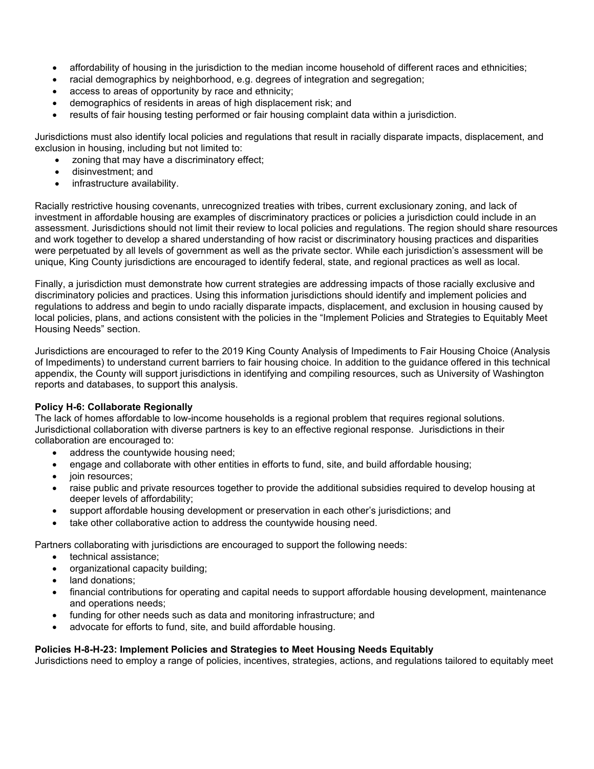- affordability of housing in the jurisdiction to the median income household of different races and ethnicities;
- racial demographics by neighborhood, e.g. degrees of integration and segregation;
- access to areas of opportunity by race and ethnicity;
- demographics of residents in areas of high displacement risk; and
- results of fair housing testing performed or fair housing complaint data within a jurisdiction.

Jurisdictions must also identify local policies and regulations that result in racially disparate impacts, displacement, and exclusion in housing, including but not limited to:

- zoning that may have a discriminatory effect;
- disinvestment; and
- infrastructure availability.

Racially restrictive housing covenants, unrecognized treaties with tribes, current exclusionary zoning, and lack of investment in affordable housing are examples of discriminatory practices or policies a jurisdiction could include in an assessment. Jurisdictions should not limit their review to local policies and regulations. The region should share resources and work together to develop a shared understanding of how racist or discriminatory housing practices and disparities were perpetuated by all levels of government as well as the private sector. While each jurisdiction's assessment will be unique, King County jurisdictions are encouraged to identify federal, state, and regional practices as well as local.

Finally, a jurisdiction must demonstrate how current strategies are addressing impacts of those racially exclusive and discriminatory policies and practices. Using this information jurisdictions should identify and implement policies and regulations to address and begin to undo racially disparate impacts, displacement, and exclusion in housing caused by local policies, plans, and actions consistent with the policies in the "Implement Policies and Strategies to Equitably Meet Housing Needs" section.

Jurisdictions are encouraged to refer to the 2019 King County Analysis of Impediments to Fair Housing Choice (Analysis of Impediments) to understand current barriers to fair housing choice. In addition to the guidance offered in this technical appendix, the County will support jurisdictions in identifying and compiling resources, such as University of Washington reports and databases, to support this analysis.

**Policy H-6: Collaborate Regionally**

The lack of homes affordable to low-income households is a regional problem that requires regional solutions. Jurisdictional collaboration with diverse partners is key to an effective regional response. Jurisdictions in their collaboration are encouraged to:

- address the countywide housing need;
- engage and collaborate with other entities in efforts to fund, site, and build affordable housing;
- join resources;
- raise public and private resources together to provide the additional subsidies required to develop housing at deeper levels of affordability;
- support affordable housing development or preservation in each other's jurisdictions; and
- take other collaborative action to address the countywide housing need.

Partners collaborating with jurisdictions are encouraged to support the following needs:

- technical assistance;
- organizational capacity building;
- land donations;
- financial contributions for operating and capital needs to support affordable housing development, maintenance and operations needs;
- funding for other needs such as data and monitoring infrastructure; and
- advocate for efforts to fund, site, and build affordable housing.

**Policies H-8-H-23: Implement Policies and Strategies to Meet Housing Needs Equitably**

Jurisdictions need to employ a range of policies, incentives, strategies, actions, and regulations tailored to equitably meet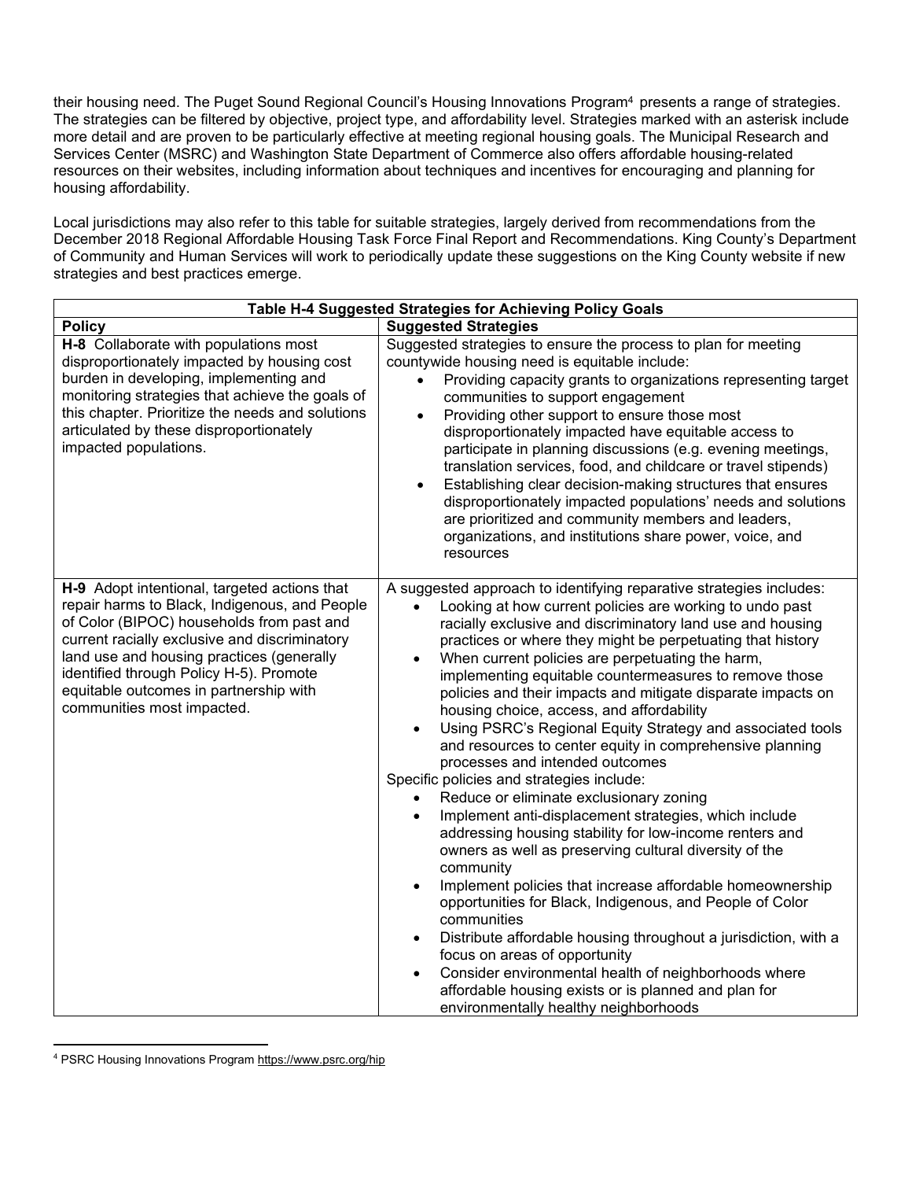their housing need. The Puget Sound Regional Council's Housing Innovations Program[4] presents a range of strategies. The strategies can be filtered by objective, project type, and affordability level. Strategies marked with an asterisk include more detail and are proven to be particularly effective at meeting regional housing goals. The Municipal Research and Services Center (MSRC) and Washington State Department of Commerce also offers affordable housing-related resources on their websites, including information about techniques and incentives for encouraging and planning for housing affordability.

Local jurisdictions may also refer to this table for suitable strategies, largely derived from recommendations from the December 2018 Regional Affordable Housing Task Force Final Report and Recommendations. King County's Department of Community and Human Services will work to periodically update these suggestions on the King County website if new strategies and best practices emerge.

**Table H-4 Suggested Strategies for Achieving Policy Goals**

| Policy | Suggested Strategies |
|---|---|
| **H-8** Collaborate with populations most disproportionately impacted by housing cost burden in developing, implementing and monitoring strategies that achieve the goals of this chapter. Prioritize the needs and solutions articulated by these disproportionately impacted populations. | Suggested strategies to ensure the process to plan for meeting countywide housing need is equitable include:<br>• Providing capacity grants to organizations representing target communities to support engagement<br>• Providing other support to ensure those most disproportionately impacted have equitable access to participate in planning discussions (e.g. evening meetings, translation services, food, and childcare or travel stipends)<br>• Establishing clear decision-making structures that ensures disproportionately impacted populations' needs and solutions are prioritized and community members and leaders, organizations, and institutions share power, voice, and resources |
| **H-9** Adopt intentional, targeted actions that repair harms to Black, Indigenous, and People of Color (BIPOC) households from past and current racially exclusive and discriminatory land use and housing practices (generally identified through Policy H-5). Promote equitable outcomes in partnership with communities most impacted. | A suggested approach to identifying reparative strategies includes:<br>• Looking at how current policies are working to undo past racially exclusive and discriminatory land use and housing practices or where they might be perpetuating that history<br>• When current policies are perpetuating the harm, implementing equitable countermeasures to remove those policies and their impacts and mitigate disparate impacts on housing choice, access, and affordability<br>• Using PSRC's Regional Equity Strategy and associated tools and resources to center equity in comprehensive planning processes and intended outcomes<br>Specific policies and strategies include:<br>• Reduce or eliminate exclusionary zoning<br>• Implement anti-displacement strategies, which include addressing housing stability for low-income renters and owners as well as preserving cultural diversity of the community<br>• Implement policies that increase affordable homeownership opportunities for Black, Indigenous, and People of Color communities<br>• Distribute affordable housing throughout a jurisdiction, with a focus on areas of opportunity<br>• Consider environmental health of neighborhoods where affordable housing exists or is planned and plan for environmentally healthy neighborhoods |

[4] PSRC Housing Innovations Program https://www.psrc.org/hip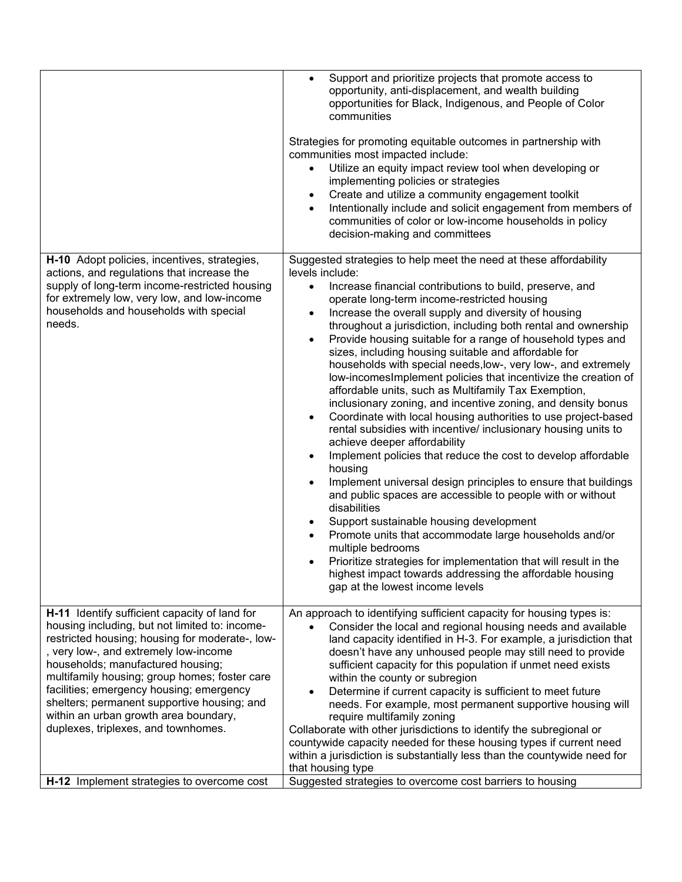| | |
|---|---|
| | • Support and prioritize projects that promote access to opportunity, anti-displacement, and wealth building opportunities for Black, Indigenous, and People of Color communities<br><br>Strategies for promoting equitable outcomes in partnership with communities most impacted include:<br>• Utilize an equity impact review tool when developing or implementing policies or strategies<br>• Create and utilize a community engagement toolkit<br>• Intentionally include and solicit engagement from members of communities of color or low-income households in policy decision-making and committees |
| **H-10** Adopt policies, incentives, strategies, actions, and regulations that increase the supply of long-term income-restricted housing for extremely low, very low, and low-income households and households with special needs. | Suggested strategies to help meet the need at these affordability levels include:<br>• Increase financial contributions to build, preserve, and operate long-term income-restricted housing<br>• Increase the overall supply and diversity of housing throughout a jurisdiction, including both rental and ownership<br>• Provide housing suitable for a range of household types and sizes, including housing suitable and affordable for households with special needs,low-, very low-, and extremely low-incomesImplement policies that incentivize the creation of affordable units, such as Multifamily Tax Exemption, inclusionary zoning, and incentive zoning, and density bonus<br>• Coordinate with local housing authorities to use project-based rental subsidies with incentive/ inclusionary housing units to achieve deeper affordability<br>• Implement policies that reduce the cost to develop affordable housing<br>• Implement universal design principles to ensure that buildings and public spaces are accessible to people with or without disabilities<br>• Support sustainable housing development<br>• Promote units that accommodate large households and/or multiple bedrooms<br>• Prioritize strategies for implementation that will result in the highest impact towards addressing the affordable housing gap at the lowest income levels |
| **H-11** Identify sufficient capacity of land for housing including, but not limited to: income-restricted housing; housing for moderate-, low-, very low-, and extremely low-income households; manufactured housing; multifamily housing; group homes; foster care facilities; emergency housing; emergency shelters; permanent supportive housing; and within an urban growth area boundary, duplexes, triplexes, and townhomes. | An approach to identifying sufficient capacity for housing types is:<br>• Consider the local and regional housing needs and available land capacity identified in H-3. For example, a jurisdiction that doesn't have any unhoused people may still need to provide sufficient capacity for this population if unmet need exists within the county or subregion<br>• Determine if current capacity is sufficient to meet future needs. For example, most permanent supportive housing will require multifamily zoning<br>Collaborate with other jurisdictions to identify the subregional or countywide capacity needed for these housing types if current need within a jurisdiction is substantially less than the countywide need for that housing type |
| **H-12** Implement strategies to overcome cost | Suggested strategies to overcome cost barriers to housing |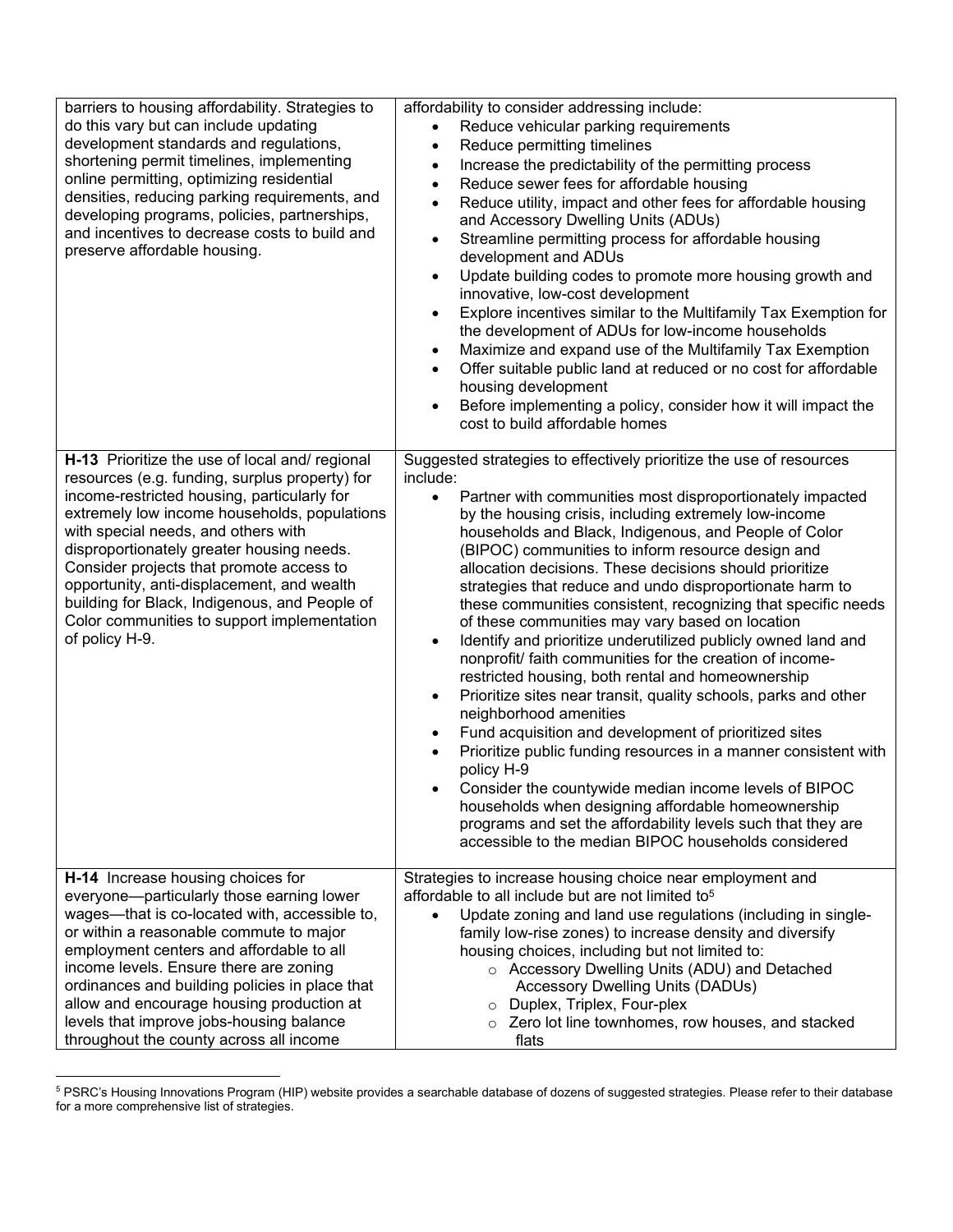| | |
|---|---|
| barriers to housing affordability. Strategies to do this vary but can include updating development standards and regulations, shortening permit timelines, implementing online permitting, optimizing residential densities, reducing parking requirements, and developing programs, policies, partnerships, and incentives to decrease costs to build and preserve affordable housing. | affordability to consider addressing include:<br>• Reduce vehicular parking requirements<br>• Reduce permitting timelines<br>• Increase the predictability of the permitting process<br>• Reduce sewer fees for affordable housing<br>• Reduce utility, impact and other fees for affordable housing and Accessory Dwelling Units (ADUs)<br>• Streamline permitting process for affordable housing development and ADUs<br>• Update building codes to promote more housing growth and innovative, low-cost development<br>• Explore incentives similar to the Multifamily Tax Exemption for the development of ADUs for low-income households<br>• Maximize and expand use of the Multifamily Tax Exemption<br>• Offer suitable public land at reduced or no cost for affordable housing development<br>• Before implementing a policy, consider how it will impact the cost to build affordable homes |
| **H-13** Prioritize the use of local and/ regional resources (e.g. funding, surplus property) for income-restricted housing, particularly for extremely low income households, populations with special needs, and others with disproportionately greater housing needs. Consider projects that promote access to opportunity, anti-displacement, and wealth building for Black, Indigenous, and People of Color communities to support implementation of policy H-9. | Suggested strategies to effectively prioritize the use of resources include:<br>• Partner with communities most disproportionately impacted by the housing crisis, including extremely low-income households and Black, Indigenous, and People of Color (BIPOC) communities to inform resource design and allocation decisions. These decisions should prioritize strategies that reduce and undo disproportionate harm to these communities consistent, recognizing that specific needs of these communities may vary based on location<br>• Identify and prioritize underutilized publicly owned land and nonprofit/ faith communities for the creation of income-restricted housing, both rental and homeownership<br>• Prioritize sites near transit, quality schools, parks and other neighborhood amenities<br>• Fund acquisition and development of prioritized sites<br>• Prioritize public funding resources in a manner consistent with policy H-9<br>• Consider the countywide median income levels of BIPOC households when designing affordable homeownership programs and set the affordability levels such that they are accessible to the median BIPOC households considered |
| **H-14** Increase housing choices for everyone—particularly those earning lower wages—that is co-located with, accessible to, or within a reasonable commute to major employment centers and affordable to all income levels. Ensure there are zoning ordinances and building policies in place that allow and encourage housing production at levels that improve jobs-housing balance throughout the county across all income | Strategies to increase housing choice near employment and affordable to all include but are not limited to[5]<br>• Update zoning and land use regulations (including in single-family low-rise zones) to increase density and diversify housing choices, including but not limited to:<br>&nbsp;&nbsp;&nbsp;○ Accessory Dwelling Units (ADU) and Detached Accessory Dwelling Units (DADUs)<br>&nbsp;&nbsp;&nbsp;○ Duplex, Triplex, Four-plex<br>&nbsp;&nbsp;&nbsp;○ Zero lot line townhomes, row houses, and stacked flats |

[5] PSRC's Housing Innovations Program (HIP) website provides a searchable database of dozens of suggested strategies. Please refer to their database for a more comprehensive list of strategies.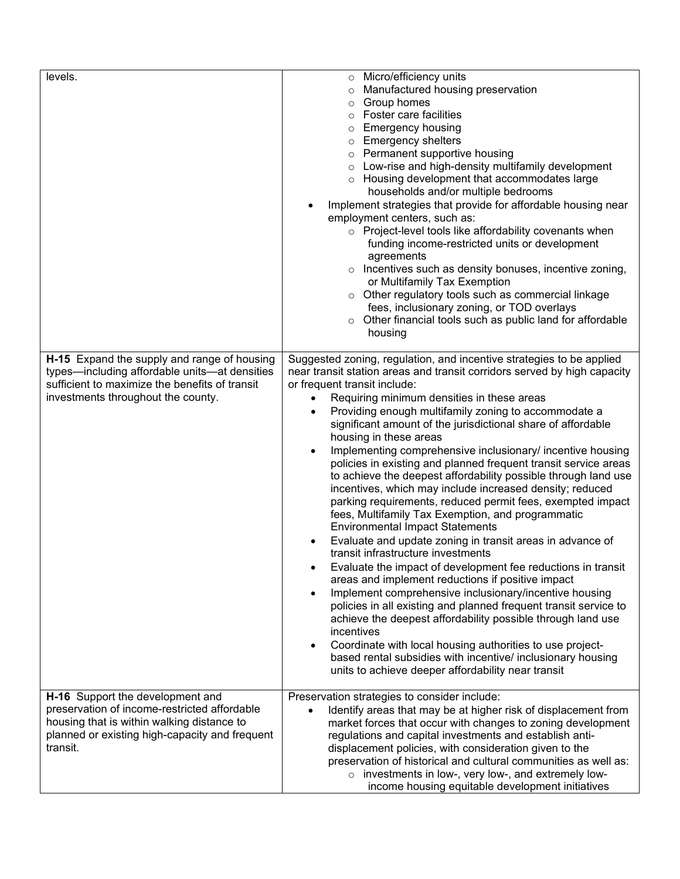| | |
|---|---|
| levels. | ○ Micro/efficiency units<br>○ Manufactured housing preservation<br>○ Group homes<br>○ Foster care facilities<br>○ Emergency housing<br>○ Emergency shelters<br>○ Permanent supportive housing<br>○ Low-rise and high-density multifamily development<br>○ Housing development that accommodates large households and/or multiple bedrooms<br>• Implement strategies that provide for affordable housing near employment centers, such as:<br>○ Project-level tools like affordability covenants when funding income-restricted units or development agreements<br>○ Incentives such as density bonuses, incentive zoning, or Multifamily Tax Exemption<br>○ Other regulatory tools such as commercial linkage fees, inclusionary zoning, or TOD overlays<br>○ Other financial tools such as public land for affordable housing |
| **H-15** Expand the supply and range of housing types—including affordable units—at densities sufficient to maximize the benefits of transit investments throughout the county. | Suggested zoning, regulation, and incentive strategies to be applied near transit station areas and transit corridors served by high capacity or frequent transit include:<br>• Requiring minimum densities in these areas<br>• Providing enough multifamily zoning to accommodate a significant amount of the jurisdictional share of affordable housing in these areas<br>• Implementing comprehensive inclusionary/ incentive housing policies in existing and planned frequent transit service areas to achieve the deepest affordability possible through land use incentives, which may include increased density; reduced parking requirements, reduced permit fees, exempted impact fees, Multifamily Tax Exemption, and programmatic Environmental Impact Statements<br>• Evaluate and update zoning in transit areas in advance of transit infrastructure investments<br>• Evaluate the impact of development fee reductions in transit areas and implement reductions if positive impact<br>• Implement comprehensive inclusionary/incentive housing policies in all existing and planned frequent transit service to achieve the deepest affordability possible through land use incentives<br>• Coordinate with local housing authorities to use project-based rental subsidies with incentive/ inclusionary housing units to achieve deeper affordability near transit |
| **H-16** Support the development and preservation of income-restricted affordable housing that is within walking distance to planned or existing high-capacity and frequent transit. | Preservation strategies to consider include:<br>• Identify areas that may be at higher risk of displacement from market forces that occur with changes to zoning development regulations and capital investments and establish anti-displacement policies, with consideration given to the preservation of historical and cultural communities as well as:<br>○ investments in low-, very low-, and extremely low-income housing equitable development initiatives |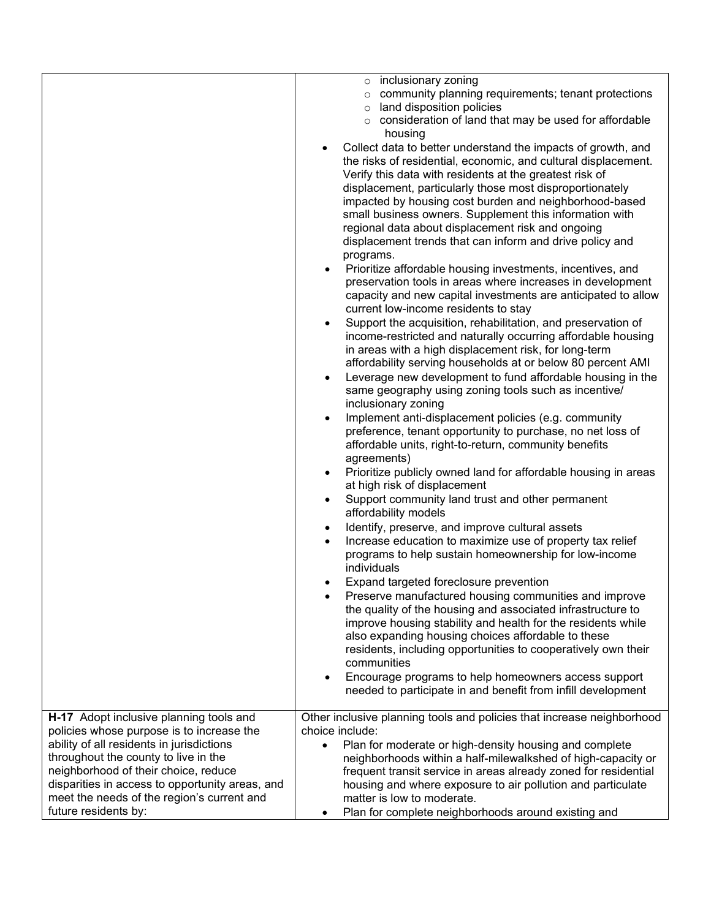| | |
|---|---|
| | ◦ inclusionary zoning<br>◦ community planning requirements; tenant protections<br>◦ land disposition policies<br>◦ consideration of land that may be used for affordable housing<br>• Collect data to better understand the impacts of growth, and the risks of residential, economic, and cultural displacement. Verify this data with residents at the greatest risk of displacement, particularly those most disproportionately impacted by housing cost burden and neighborhood-based small business owners. Supplement this information with regional data about displacement risk and ongoing displacement trends that can inform and drive policy and programs.<br>• Prioritize affordable housing investments, incentives, and preservation tools in areas where increases in development capacity and new capital investments are anticipated to allow current low-income residents to stay<br>• Support the acquisition, rehabilitation, and preservation of income-restricted and naturally occurring affordable housing in areas with a high displacement risk, for long-term affordability serving households at or below 80 percent AMI<br>• Leverage new development to fund affordable housing in the same geography using zoning tools such as incentive/ inclusionary zoning<br>• Implement anti-displacement policies (e.g. community preference, tenant opportunity to purchase, no net loss of affordable units, right-to-return, community benefits agreements)<br>• Prioritize publicly owned land for affordable housing in areas at high risk of displacement<br>• Support community land trust and other permanent affordability models<br>• Identify, preserve, and improve cultural assets<br>• Increase education to maximize use of property tax relief programs to help sustain homeownership for low-income individuals<br>• Expand targeted foreclosure prevention<br>• Preserve manufactured housing communities and improve the quality of the housing and associated infrastructure to improve housing stability and health for the residents while also expanding housing choices affordable to these residents, including opportunities to cooperatively own their communities<br>• Encourage programs to help homeowners access support needed to participate in and benefit from infill development |
| **H-17** Adopt inclusive planning tools and policies whose purpose is to increase the ability of all residents in jurisdictions throughout the county to live in the neighborhood of their choice, reduce disparities in access to opportunity areas, and meet the needs of the region's current and future residents by: | Other inclusive planning tools and policies that increase neighborhood choice include:<br>• Plan for moderate or high-density housing and complete neighborhoods within a half-milewalkshed of high-capacity or frequent transit service in areas already zoned for residential housing and where exposure to air pollution and particulate matter is low to moderate.<br>• Plan for complete neighborhoods around existing and |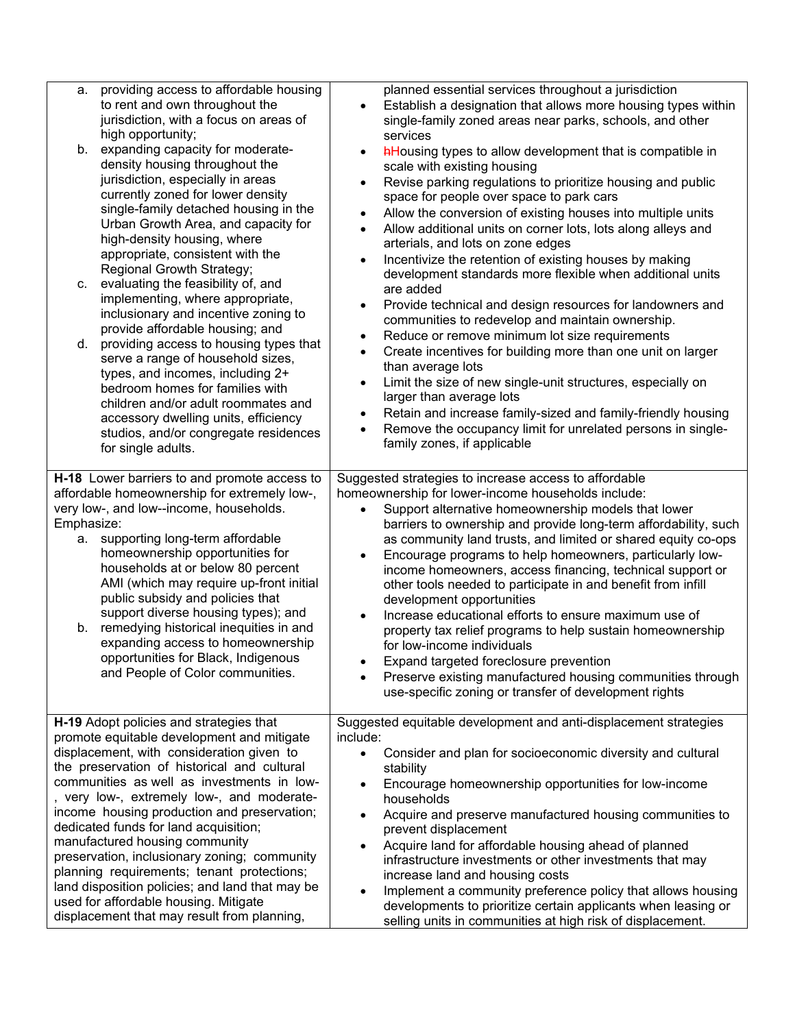| | |
|---|---|
| a. providing access to affordable housing to rent and own throughout the jurisdiction, with a focus on areas of high opportunity;<br>b. expanding capacity for moderate-density housing throughout the jurisdiction, especially in areas currently zoned for lower density single-family detached housing in the Urban Growth Area, and capacity for high-density housing, where appropriate, consistent with the Regional Growth Strategy;<br>c. evaluating the feasibility of, and implementing, where appropriate, inclusionary and incentive zoning to provide affordable housing; and<br>d. providing access to housing types that serve a range of household sizes, types, and incomes, including 2+ bedroom homes for families with children and/or adult roommates and accessory dwelling units, efficiency studios, and/or congregate residences for single adults. | planned essential services throughout a jurisdiction<br>• Establish a designation that allows more housing types within single-family zoned areas near parks, schools, and other services<br>• hHousing types to allow development that is compatible in scale with existing housing<br>• Revise parking regulations to prioritize housing and public space for people over space to park cars<br>• Allow the conversion of existing houses into multiple units<br>• Allow additional units on corner lots, lots along alleys and arterials, and lots on zone edges<br>• Incentivize the retention of existing houses by making development standards more flexible when additional units are added<br>• Provide technical and design resources for landowners and communities to redevelop and maintain ownership.<br>• Reduce or remove minimum lot size requirements<br>• Create incentives for building more than one unit on larger than average lots<br>• Limit the size of new single-unit structures, especially on larger than average lots<br>• Retain and increase family-sized and family-friendly housing<br>• Remove the occupancy limit for unrelated persons in single-family zones, if applicable |
| **H-18** Lower barriers to and promote access to affordable homeownership for extremely low-, very low-, and low--income, households. Emphasize:<br>a. supporting long-term affordable homeownership opportunities for households at or below 80 percent AMI (which may require up-front initial public subsidy and policies that support diverse housing types); and<br>b. remedying historical inequities in and expanding access to homeownership opportunities for Black, Indigenous and People of Color communities. | Suggested strategies to increase access to affordable homeownership for lower-income households include:<br>• Support alternative homeownership models that lower barriers to ownership and provide long-term affordability, such as community land trusts, and limited or shared equity co-ops<br>• Encourage programs to help homeowners, particularly low-income homeowners, access financing, technical support or other tools needed to participate in and benefit from infill development opportunities<br>• Increase educational efforts to ensure maximum use of property tax relief programs to help sustain homeownership for low-income individuals<br>• Expand targeted foreclosure prevention<br>• Preserve existing manufactured housing communities through use-specific zoning or transfer of development rights |
| **H-19** Adopt policies and strategies that promote equitable development and mitigate displacement, with consideration given to the preservation of historical and cultural communities as well as investments in low-, very low-, extremely low-, and moderate-income housing production and preservation; dedicated funds for land acquisition; manufactured housing community preservation, inclusionary zoning; community planning requirements; tenant protections; land disposition policies; and land that may be used for affordable housing. Mitigate displacement that may result from planning, | Suggested equitable development and anti-displacement strategies include:<br>• Consider and plan for socioeconomic diversity and cultural stability<br>• Encourage homeownership opportunities for low-income households<br>• Acquire and preserve manufactured housing communities to prevent displacement<br>• Acquire land for affordable housing ahead of planned infrastructure investments or other investments that may increase land and housing costs<br>• Implement a community preference policy that allows housing developments to prioritize certain applicants when leasing or selling units in communities at high risk of displacement. |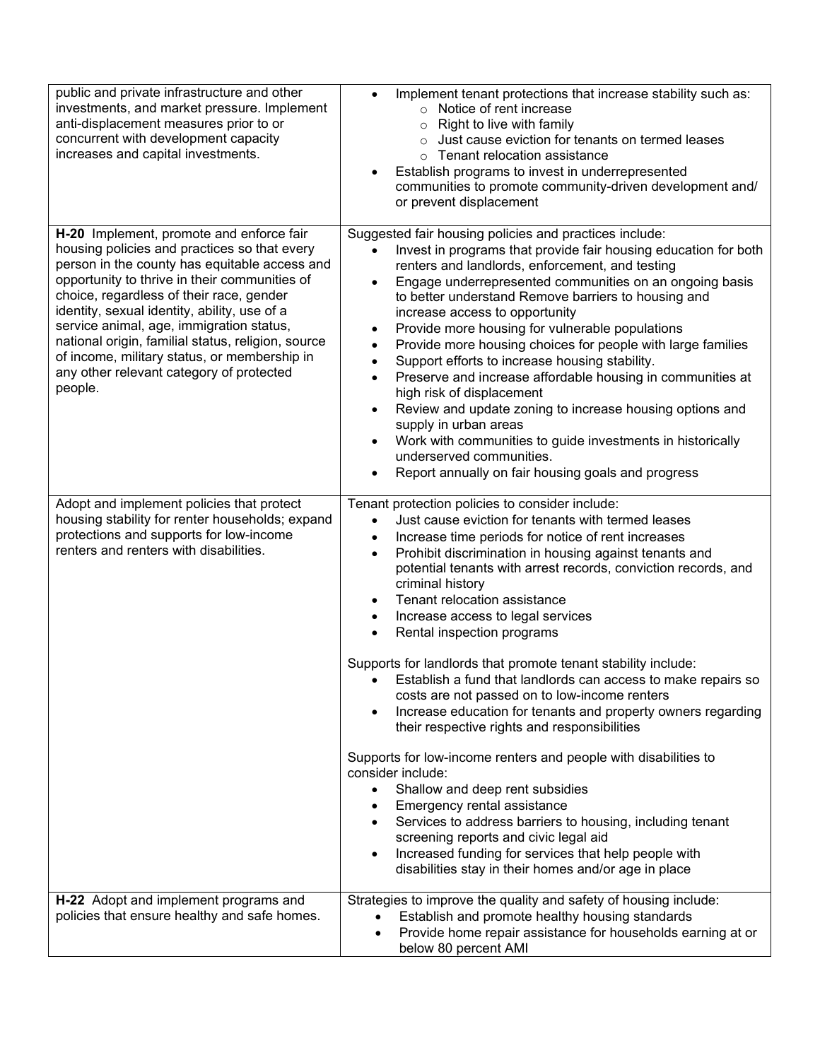| | |
|---|---|
| public and private infrastructure and other investments, and market pressure. Implement anti-displacement measures prior to or concurrent with development capacity increases and capital investments. | • Implement tenant protections that increase stability such as:<br>  ○ Notice of rent increase<br>  ○ Right to live with family<br>  ○ Just cause eviction for tenants on termed leases<br>  ○ Tenant relocation assistance<br>• Establish programs to invest in underrepresented communities to promote community-driven development and/ or prevent displacement |
| **H-20** Implement, promote and enforce fair housing policies and practices so that every person in the county has equitable access and opportunity to thrive in their communities of choice, regardless of their race, gender identity, sexual identity, ability, use of a service animal, age, immigration status, national origin, familial status, religion, source of income, military status, or membership in any other relevant category of protected people. | Suggested fair housing policies and practices include:<br>• Invest in programs that provide fair housing education for both renters and landlords, enforcement, and testing<br>• Engage underrepresented communities on an ongoing basis to better understand Remove barriers to housing and increase access to opportunity<br>• Provide more housing for vulnerable populations<br>• Provide more housing choices for people with large families<br>• Support efforts to increase housing stability.<br>• Preserve and increase affordable housing in communities at high risk of displacement<br>• Review and update zoning to increase housing options and supply in urban areas<br>• Work with communities to guide investments in historically underserved communities.<br>• Report annually on fair housing goals and progress |
| Adopt and implement policies that protect housing stability for renter households; expand protections and supports for low-income renters and renters with disabilities. | Tenant protection policies to consider include:<br>• Just cause eviction for tenants with termed leases<br>• Increase time periods for notice of rent increases<br>• Prohibit discrimination in housing against tenants and potential tenants with arrest records, conviction records, and criminal history<br>• Tenant relocation assistance<br>• Increase access to legal services<br>• Rental inspection programs<br><br>Supports for landlords that promote tenant stability include:<br>• Establish a fund that landlords can access to make repairs so costs are not passed on to low-income renters<br>• Increase education for tenants and property owners regarding their respective rights and responsibilities<br><br>Supports for low-income renters and people with disabilities to consider include:<br>• Shallow and deep rent subsidies<br>• Emergency rental assistance<br>• Services to address barriers to housing, including tenant screening reports and civic legal aid<br>• Increased funding for services that help people with disabilities stay in their homes and/or age in place |
| **H-22** Adopt and implement programs and policies that ensure healthy and safe homes. | Strategies to improve the quality and safety of housing include:<br>• Establish and promote healthy housing standards<br>• Provide home repair assistance for households earning at or below 80 percent AMI |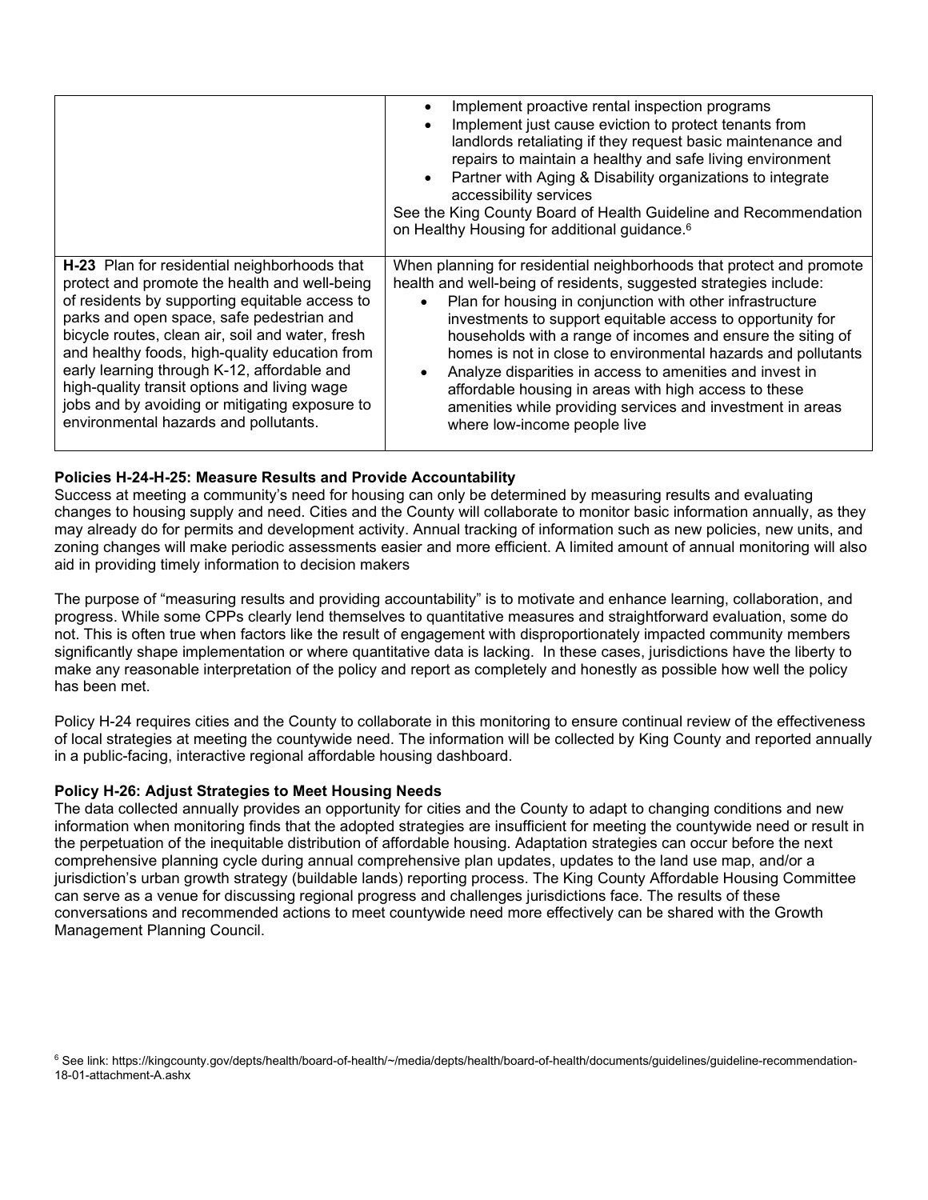| | |
|---|---|
| | • Implement proactive rental inspection programs<br>• Implement just cause eviction to protect tenants from landlords retaliating if they request basic maintenance and repairs to maintain a healthy and safe living environment<br>• Partner with Aging & Disability organizations to integrate accessibility services<br>See the King County Board of Health Guideline and Recommendation on Healthy Housing for additional guidance.[6] |
| **H-23** Plan for residential neighborhoods that protect and promote the health and well-being of residents by supporting equitable access to parks and open space, safe pedestrian and bicycle routes, clean air, soil and water, fresh and healthy foods, high-quality education from early learning through K-12, affordable and high-quality transit options and living wage jobs and by avoiding or mitigating exposure to environmental hazards and pollutants. | When planning for residential neighborhoods that protect and promote health and well-being of residents, suggested strategies include:<br>• Plan for housing in conjunction with other infrastructure investments to support equitable access to opportunity for households with a range of incomes and ensure the siting of homes is not in close to environmental hazards and pollutants<br>• Analyze disparities in access to amenities and invest in affordable housing in areas with high access to these amenities while providing services and investment in areas where low-income people live |

**Policies H-24-H-25: Measure Results and Provide Accountability**
Success at meeting a community's need for housing can only be determined by measuring results and evaluating changes to housing supply and need. Cities and the County will collaborate to monitor basic information annually, as they may already do for permits and development activity. Annual tracking of information such as new policies, new units, and zoning changes will make periodic assessments easier and more efficient. A limited amount of annual monitoring will also aid in providing timely information to decision makers

The purpose of "measuring results and providing accountability" is to motivate and enhance learning, collaboration, and progress. While some CPPs clearly lend themselves to quantitative measures and straightforward evaluation, some do not. This is often true when factors like the result of engagement with disproportionately impacted community members significantly shape implementation or where quantitative data is lacking. In these cases, jurisdictions have the liberty to make any reasonable interpretation of the policy and report as completely and honestly as possible how well the policy has been met.

Policy H-24 requires cities and the County to collaborate in this monitoring to ensure continual review of the effectiveness of local strategies at meeting the countywide need. The information will be collected by King County and reported annually in a public-facing, interactive regional affordable housing dashboard.

**Policy H-26: Adjust Strategies to Meet Housing Needs**
The data collected annually provides an opportunity for cities and the County to adapt to changing conditions and new information when monitoring finds that the adopted strategies are insufficient for meeting the countywide need or result in the perpetuation of the inequitable distribution of affordable housing. Adaptation strategies can occur before the next comprehensive planning cycle during annual comprehensive plan updates, updates to the land use map, and/or a jurisdiction's urban growth strategy (buildable lands) reporting process. The King County Affordable Housing Committee can serve as a venue for discussing regional progress and challenges jurisdictions face. The results of these conversations and recommended actions to meet countywide need more effectively can be shared with the Growth Management Planning Council.

[6] See link: https://kingcounty.gov/depts/health/board-of-health/~/media/depts/health/board-of-health/documents/guidelines/guideline-recommendation-18-01-attachment-A.ashx